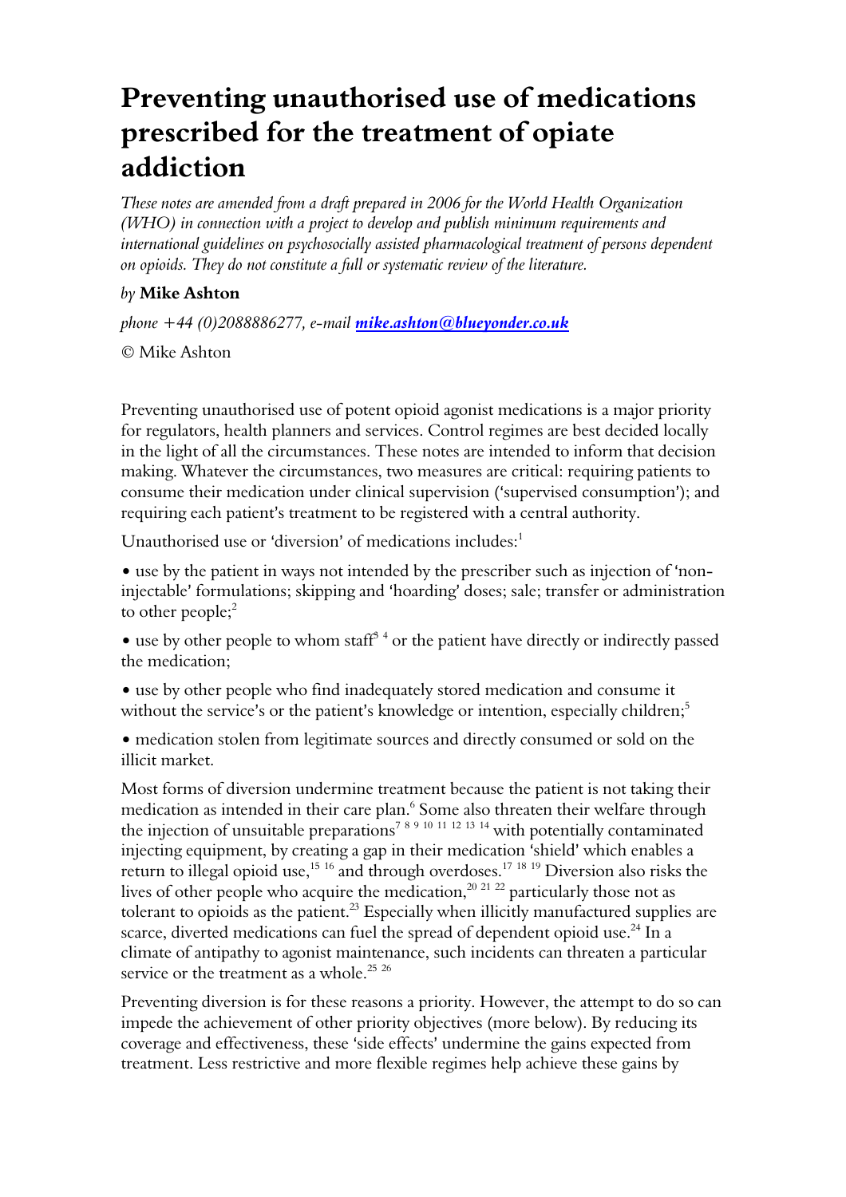# Preventing unauthorised use of medications prescribed for the treatment of opiate addiction

*These notes are amended from a draft prepared in 2006 for the World Health Organization (WHO) in connection with a project to develop and publish minimum requirements and international guidelines on psychosocially assisted pharmacological treatment of persons dependent on opioids. They do not constitute a full or systematic review of the literature.*

*by* **Mike Ashton**

*phone +44 (0)2088886277, e-mail* ***mike.ashton@blueyonder.co.uk***

© Mike Ashton

Preventing unauthorised use of potent opioid agonist medications is a major priority for regulators, health planners and services. Control regimes are best decided locally in the light of all the circumstances. These notes are intended to inform that decision making. Whatever the circumstances, two measures are critical: requiring patients to consume their medication under clinical supervision ('supervised consumption'); and requiring each patient's treatment to be registered with a central authority.

Unauthorised use or 'diversion' of medications includes:[1]

- use by the patient in ways not intended by the prescriber such as injection of 'non-injectable' formulations; skipping and 'hoarding' doses; sale; transfer or administration to other people;[2]
- use by other people to whom staff[3 4] or the patient have directly or indirectly passed the medication;
- use by other people who find inadequately stored medication and consume it without the service's or the patient's knowledge or intention, especially children;[5]
- medication stolen from legitimate sources and directly consumed or sold on the illicit market.

Most forms of diversion undermine treatment because the patient is not taking their medication as intended in their care plan.[6] Some also threaten their welfare through the injection of unsuitable preparations[7 8 9 10 11 12 13 14] with potentially contaminated injecting equipment, by creating a gap in their medication 'shield' which enables a return to illegal opioid use,[15 16] and through overdoses.[17 18 19] Diversion also risks the lives of other people who acquire the medication,[20 21 22] particularly those not as tolerant to opioids as the patient.[23] Especially when illicitly manufactured supplies are scarce, diverted medications can fuel the spread of dependent opioid use.[24] In a climate of antipathy to agonist maintenance, such incidents can threaten a particular service or the treatment as a whole.[25 26]

Preventing diversion is for these reasons a priority. However, the attempt to do so can impede the achievement of other priority objectives (more below). By reducing its coverage and effectiveness, these 'side effects' undermine the gains expected from treatment. Less restrictive and more flexible regimes help achieve these gains by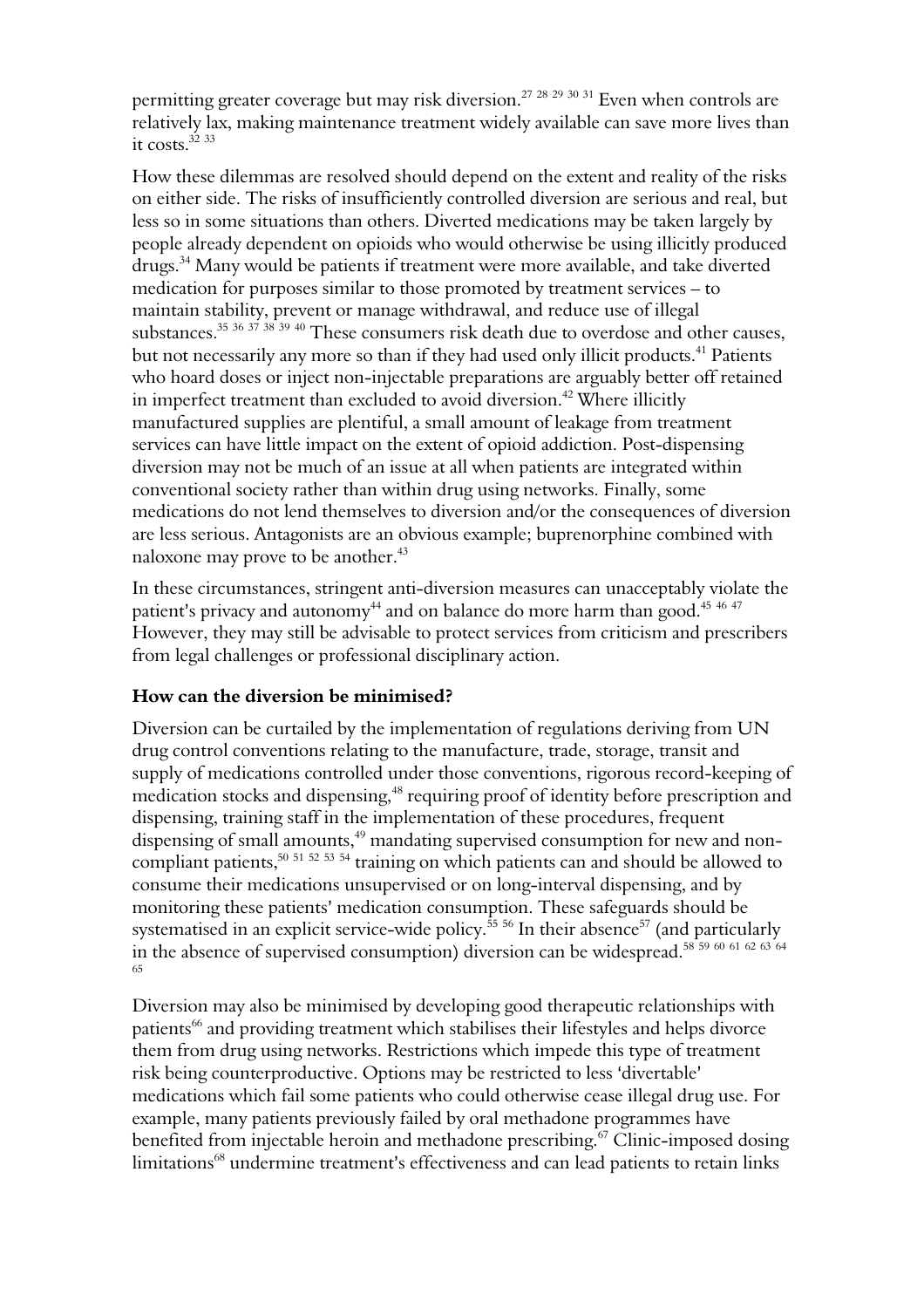permitting greater coverage but may risk diversion.[27 28 29 30 31] Even when controls are relatively lax, making maintenance treatment widely available can save more lives than it costs.[32 33]

How these dilemmas are resolved should depend on the extent and reality of the risks on either side. The risks of insufficiently controlled diversion are serious and real, but less so in some situations than others. Diverted medications may be taken largely by people already dependent on opioids who would otherwise be using illicitly produced drugs.[34] Many would be patients if treatment were more available, and take diverted medication for purposes similar to those promoted by treatment services – to maintain stability, prevent or manage withdrawal, and reduce use of illegal substances.[35 36 37 38 39 40] These consumers risk death due to overdose and other causes, but not necessarily any more so than if they had used only illicit products.[41] Patients who hoard doses or inject non-injectable preparations are arguably better off retained in imperfect treatment than excluded to avoid diversion.[42] Where illicitly manufactured supplies are plentiful, a small amount of leakage from treatment services can have little impact on the extent of opioid addiction. Post-dispensing diversion may not be much of an issue at all when patients are integrated within conventional society rather than within drug using networks. Finally, some medications do not lend themselves to diversion and/or the consequences of diversion are less serious. Antagonists are an obvious example; buprenorphine combined with naloxone may prove to be another.[43]

In these circumstances, stringent anti-diversion measures can unacceptably violate the patient's privacy and autonomy[44] and on balance do more harm than good.[45 46 47] However, they may still be advisable to protect services from criticism and prescribers from legal challenges or professional disciplinary action.

### How can the diversion be minimised?

Diversion can be curtailed by the implementation of regulations deriving from UN drug control conventions relating to the manufacture, trade, storage, transit and supply of medications controlled under those conventions, rigorous record-keeping of medication stocks and dispensing,[48] requiring proof of identity before prescription and dispensing, training staff in the implementation of these procedures, frequent dispensing of small amounts,[49] mandating supervised consumption for new and non-compliant patients,[50 51 52 53 54] training on which patients can and should be allowed to consume their medications unsupervised or on long-interval dispensing, and by monitoring these patients' medication consumption. These safeguards should be systematised in an explicit service-wide policy.[55 56] In their absence[57] (and particularly in the absence of supervised consumption) diversion can be widespread.[58 59 60 61 62 63 64 65]

Diversion may also be minimised by developing good therapeutic relationships with patients[66] and providing treatment which stabilises their lifestyles and helps divorce them from drug using networks. Restrictions which impede this type of treatment risk being counterproductive. Options may be restricted to less 'divertable' medications which fail some patients who could otherwise cease illegal drug use. For example, many patients previously failed by oral methadone programmes have benefited from injectable heroin and methadone prescribing.[67] Clinic-imposed dosing limitations[68] undermine treatment's effectiveness and can lead patients to retain links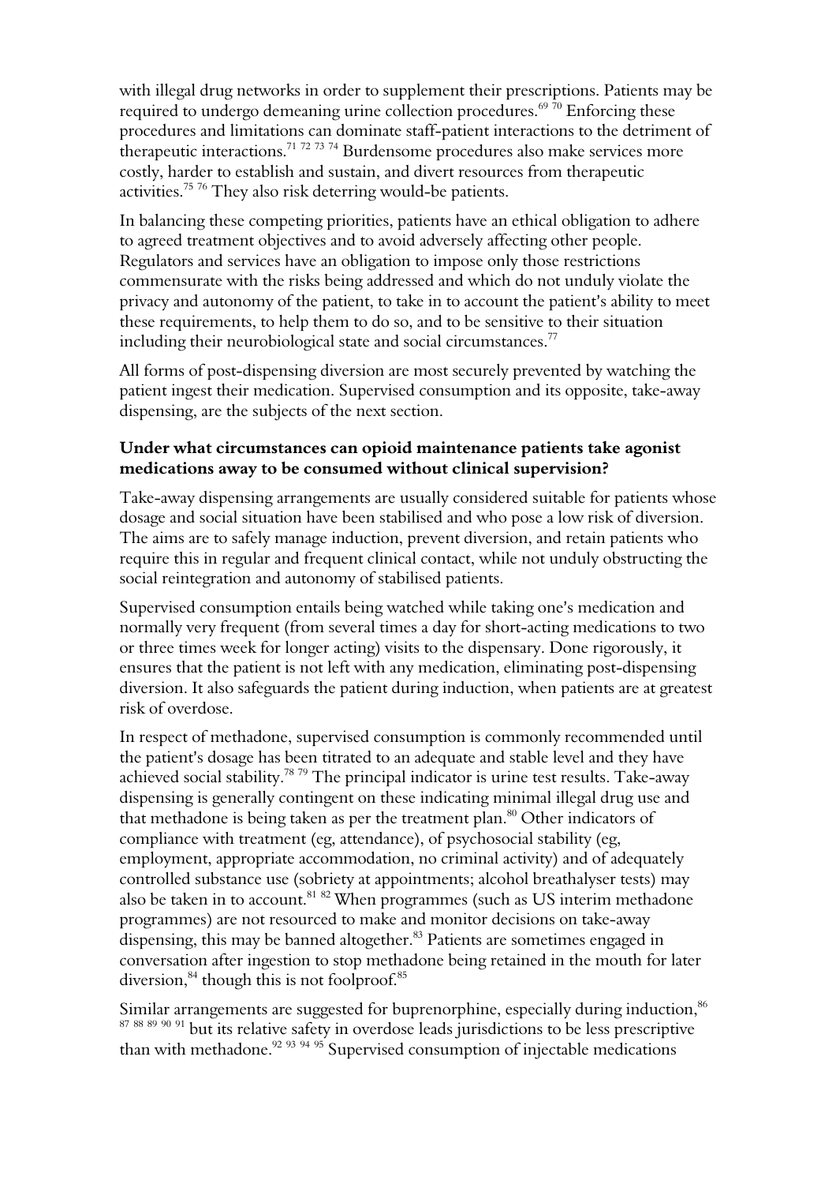with illegal drug networks in order to supplement their prescriptions. Patients may be required to undergo demeaning urine collection procedures.[69 70] Enforcing these procedures and limitations can dominate staff-patient interactions to the detriment of therapeutic interactions.[71 72 73 74] Burdensome procedures also make services more costly, harder to establish and sustain, and divert resources from therapeutic activities.[75 76] They also risk deterring would-be patients.

In balancing these competing priorities, patients have an ethical obligation to adhere to agreed treatment objectives and to avoid adversely affecting other people. Regulators and services have an obligation to impose only those restrictions commensurate with the risks being addressed and which do not unduly violate the privacy and autonomy of the patient, to take in to account the patient's ability to meet these requirements, to help them to do so, and to be sensitive to their situation including their neurobiological state and social circumstances.[77]

All forms of post-dispensing diversion are most securely prevented by watching the patient ingest their medication. Supervised consumption and its opposite, take-away dispensing, are the subjects of the next section.

### Under what circumstances can opioid maintenance patients take agonist medications away to be consumed without clinical supervision?

Take-away dispensing arrangements are usually considered suitable for patients whose dosage and social situation have been stabilised and who pose a low risk of diversion. The aims are to safely manage induction, prevent diversion, and retain patients who require this in regular and frequent clinical contact, while not unduly obstructing the social reintegration and autonomy of stabilised patients.

Supervised consumption entails being watched while taking one's medication and normally very frequent (from several times a day for short-acting medications to two or three times week for longer acting) visits to the dispensary. Done rigorously, it ensures that the patient is not left with any medication, eliminating post-dispensing diversion. It also safeguards the patient during induction, when patients are at greatest risk of overdose.

In respect of methadone, supervised consumption is commonly recommended until the patient's dosage has been titrated to an adequate and stable level and they have achieved social stability.[78 79] The principal indicator is urine test results. Take-away dispensing is generally contingent on these indicating minimal illegal drug use and that methadone is being taken as per the treatment plan.[80] Other indicators of compliance with treatment (eg, attendance), of psychosocial stability (eg, employment, appropriate accommodation, no criminal activity) and of adequately controlled substance use (sobriety at appointments; alcohol breathalyser tests) may also be taken in to account.[81 82] When programmes (such as US interim methadone programmes) are not resourced to make and monitor decisions on take-away dispensing, this may be banned altogether.[83] Patients are sometimes engaged in conversation after ingestion to stop methadone being retained in the mouth for later diversion,[84] though this is not foolproof.[85]

Similar arrangements are suggested for buprenorphine, especially during induction,[86 87 88 89 90 91] but its relative safety in overdose leads jurisdictions to be less prescriptive than with methadone.[92 93 94 95] Supervised consumption of injectable medications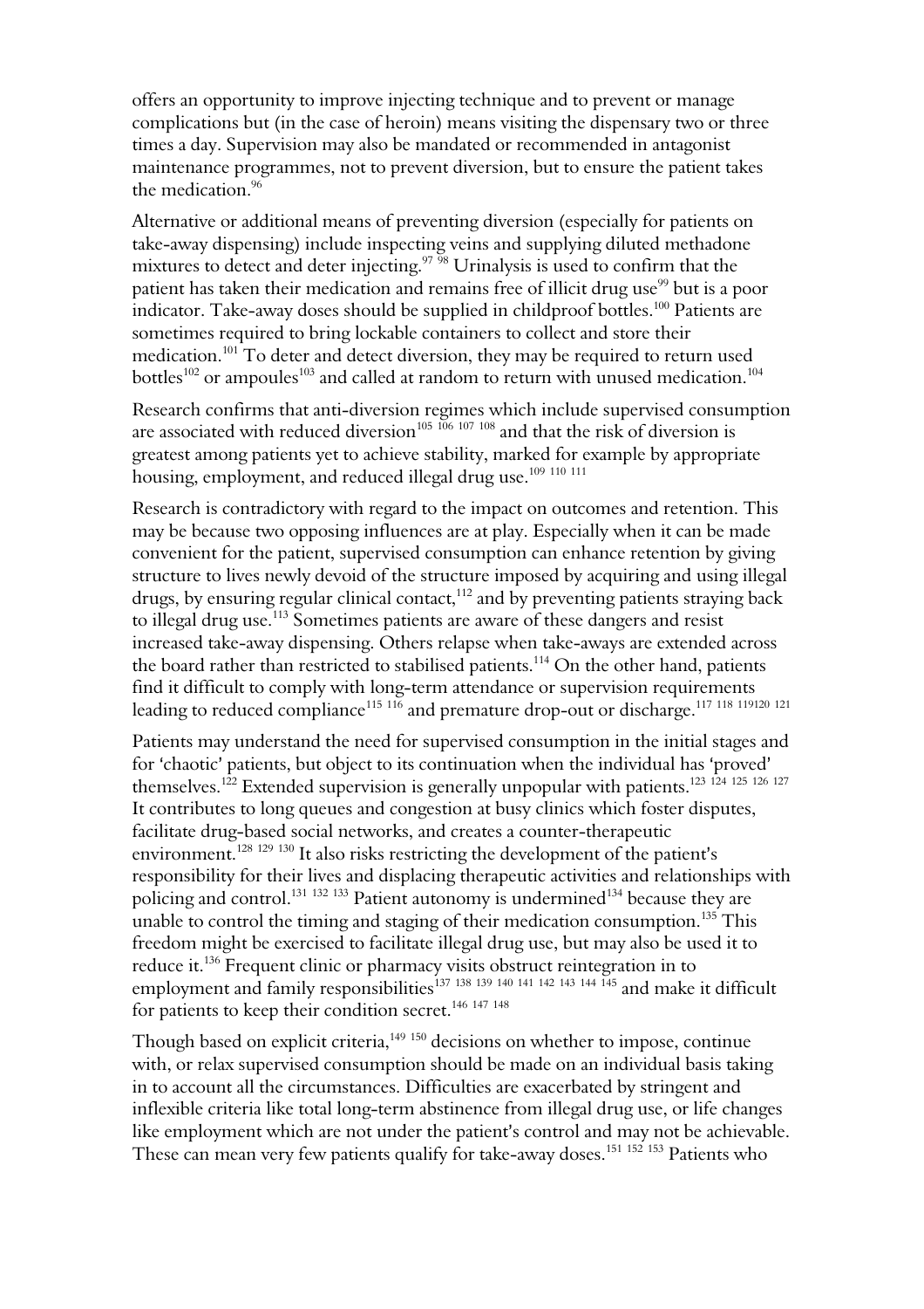offers an opportunity to improve injecting technique and to prevent or manage complications but (in the case of heroin) means visiting the dispensary two or three times a day. Supervision may also be mandated or recommended in antagonist maintenance programmes, not to prevent diversion, but to ensure the patient takes the medication.[96]

Alternative or additional means of preventing diversion (especially for patients on take-away dispensing) include inspecting veins and supplying diluted methadone mixtures to detect and deter injecting.[97 98] Urinalysis is used to confirm that the patient has taken their medication and remains free of illicit drug use[99] but is a poor indicator. Take-away doses should be supplied in childproof bottles.[100] Patients are sometimes required to bring lockable containers to collect and store their medication.[101] To deter and detect diversion, they may be required to return used bottles[102] or ampoules[103] and called at random to return with unused medication.[104]

Research confirms that anti-diversion regimes which include supervised consumption are associated with reduced diversion[105 106 107 108] and that the risk of diversion is greatest among patients yet to achieve stability, marked for example by appropriate housing, employment, and reduced illegal drug use.[109 110 111]

Research is contradictory with regard to the impact on outcomes and retention. This may be because two opposing influences are at play. Especially when it can be made convenient for the patient, supervised consumption can enhance retention by giving structure to lives newly devoid of the structure imposed by acquiring and using illegal drugs, by ensuring regular clinical contact,[112] and by preventing patients straying back to illegal drug use.[113] Sometimes patients are aware of these dangers and resist increased take-away dispensing. Others relapse when take-aways are extended across the board rather than restricted to stabilised patients.[114] On the other hand, patients find it difficult to comply with long-term attendance or supervision requirements leading to reduced compliance[115 116] and premature drop-out or discharge.[117 118 119120 121]

Patients may understand the need for supervised consumption in the initial stages and for 'chaotic' patients, but object to its continuation when the individual has 'proved' themselves.[122] Extended supervision is generally unpopular with patients.[123 124 125 126 127] It contributes to long queues and congestion at busy clinics which foster disputes, facilitate drug-based social networks, and creates a counter-therapeutic environment.[128 129 130] It also risks restricting the development of the patient's responsibility for their lives and displacing therapeutic activities and relationships with policing and control.[131 132 133] Patient autonomy is undermined[134] because they are unable to control the timing and staging of their medication consumption.[135] This freedom might be exercised to facilitate illegal drug use, but may also be used it to reduce it.[136] Frequent clinic or pharmacy visits obstruct reintegration in to employment and family responsibilities[137 138 139 140 141 142 143 144 145] and make it difficult for patients to keep their condition secret.[146 147 148]

Though based on explicit criteria,[149 150] decisions on whether to impose, continue with, or relax supervised consumption should be made on an individual basis taking in to account all the circumstances. Difficulties are exacerbated by stringent and inflexible criteria like total long-term abstinence from illegal drug use, or life changes like employment which are not under the patient's control and may not be achievable. These can mean very few patients qualify for take-away doses.[151 152 153] Patients who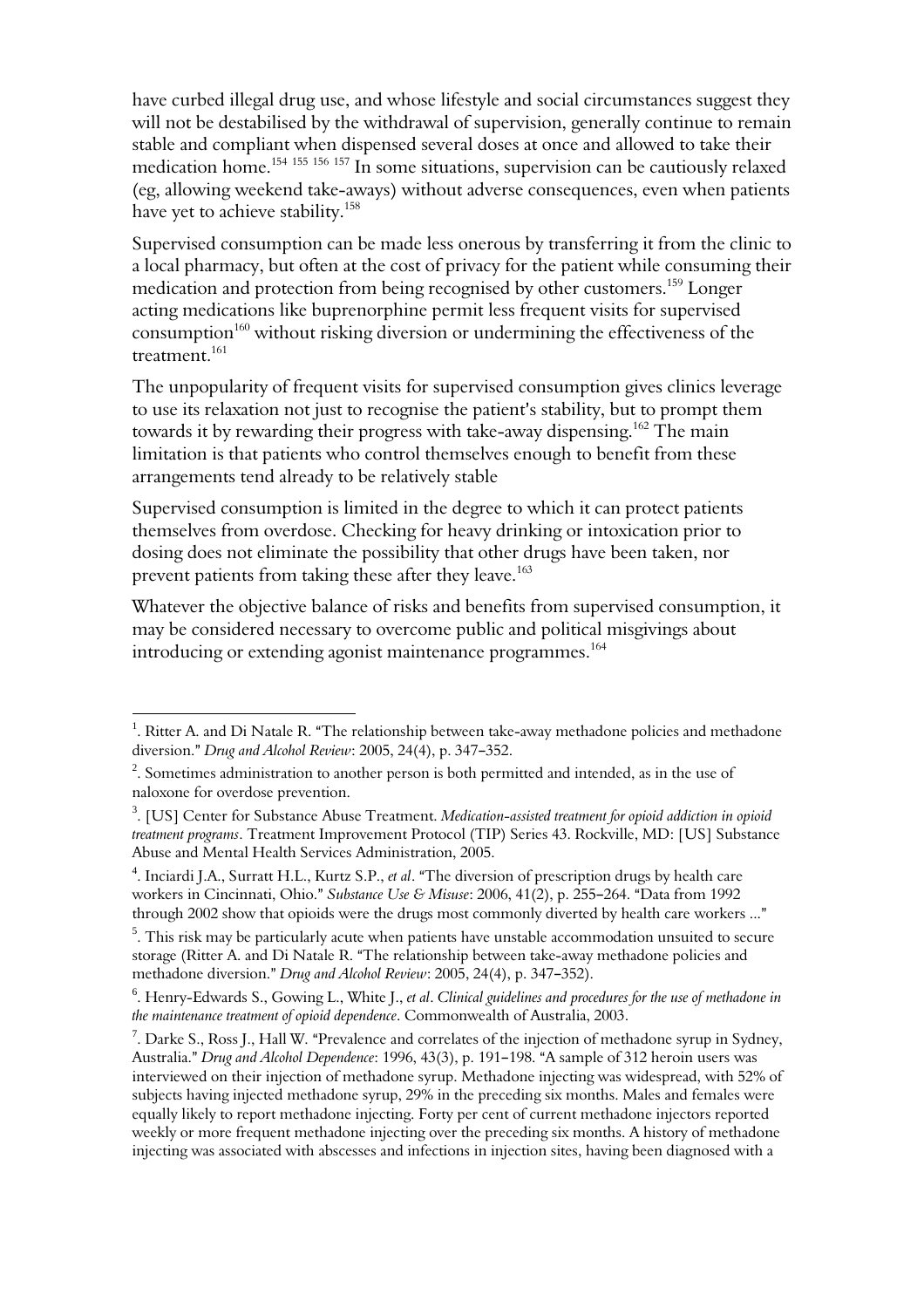have curbed illegal drug use, and whose lifestyle and social circumstances suggest they will not be destabilised by the withdrawal of supervision, generally continue to remain stable and compliant when dispensed several doses at once and allowed to take their medication home.[154] [155] [156] [157] In some situations, supervision can be cautiously relaxed (eg, allowing weekend take-aways) without adverse consequences, even when patients have yet to achieve stability.[158]

Supervised consumption can be made less onerous by transferring it from the clinic to a local pharmacy, but often at the cost of privacy for the patient while consuming their medication and protection from being recognised by other customers.[159] Longer acting medications like buprenorphine permit less frequent visits for supervised consumption[160] without risking diversion or undermining the effectiveness of the treatment.[161]

The unpopularity of frequent visits for supervised consumption gives clinics leverage to use its relaxation not just to recognise the patient's stability, but to prompt them towards it by rewarding their progress with take-away dispensing.[162] The main limitation is that patients who control themselves enough to benefit from these arrangements tend already to be relatively stable

Supervised consumption is limited in the degree to which it can protect patients themselves from overdose. Checking for heavy drinking or intoxication prior to dosing does not eliminate the possibility that other drugs have been taken, nor prevent patients from taking these after they leave.[163]

Whatever the objective balance of risks and benefits from supervised consumption, it may be considered necessary to overcome public and political misgivings about introducing or extending agonist maintenance programmes.[164]

---

[1]. Ritter A. and Di Natale R. "The relationship between take-away methadone policies and methadone diversion." *Drug and Alcohol Review*: 2005, 24(4), p. 347–352.

[2]. Sometimes administration to another person is both permitted and intended, as in the use of naloxone for overdose prevention.

[3]. [US] Center for Substance Abuse Treatment. *Medication-assisted treatment for opioid addiction in opioid treatment programs*. Treatment Improvement Protocol (TIP) Series 43. Rockville, MD: [US] Substance Abuse and Mental Health Services Administration, 2005.

[4]. Inciardi J.A., Surratt H.L., Kurtz S.P., *et al*. "The diversion of prescription drugs by health care workers in Cincinnati, Ohio." *Substance Use & Misuse*: 2006, 41(2), p. 255–264. "Data from 1992 through 2002 show that opioids were the drugs most commonly diverted by health care workers ..."

[5]. This risk may be particularly acute when patients have unstable accommodation unsuited to secure storage (Ritter A. and Di Natale R. "The relationship between take-away methadone policies and methadone diversion." *Drug and Alcohol Review*: 2005, 24(4), p. 347–352).

[6]. Henry-Edwards S., Gowing L., White J., *et al*. *Clinical guidelines and procedures for the use of methadone in the maintenance treatment of opioid dependence*. Commonwealth of Australia, 2003.

[7]. Darke S., Ross J., Hall W. "Prevalence and correlates of the injection of methadone syrup in Sydney, Australia." *Drug and Alcohol Dependence*: 1996, 43(3), p. 191–198. "A sample of 312 heroin users was interviewed on their injection of methadone syrup. Methadone injecting was widespread, with 52% of subjects having injected methadone syrup, 29% in the preceding six months. Males and females were equally likely to report methadone injecting. Forty per cent of current methadone injectors reported weekly or more frequent methadone injecting over the preceding six months. A history of methadone injecting was associated with abscesses and infections in injection sites, having been diagnosed with a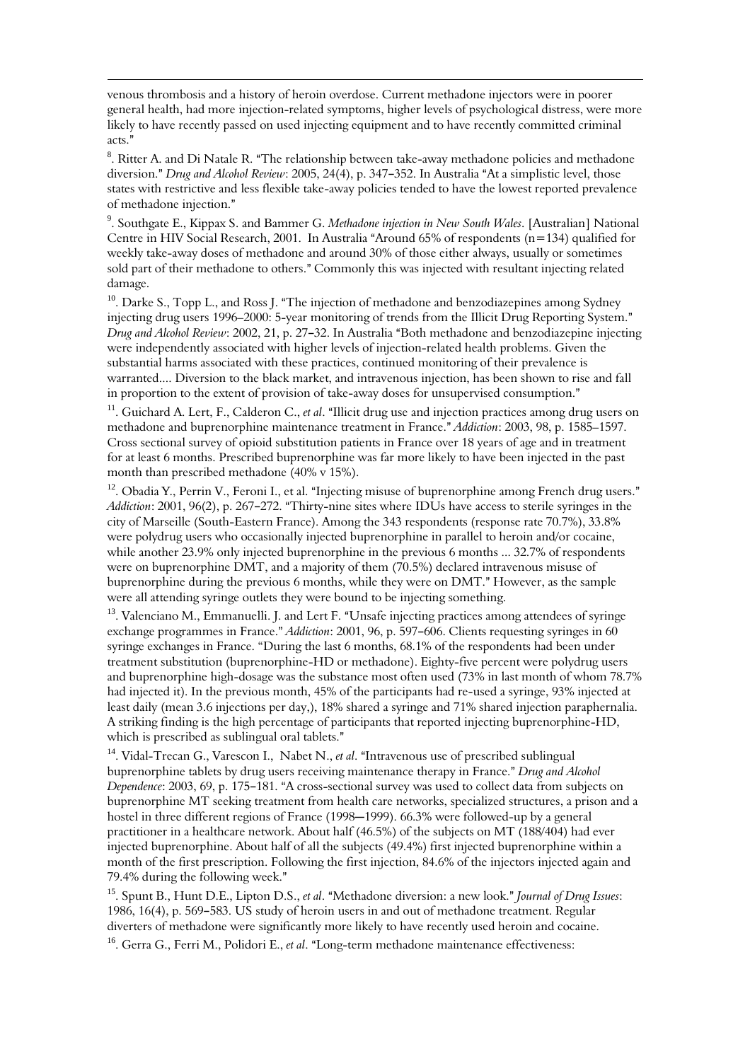venous thrombosis and a history of heroin overdose. Current methadone injectors were in poorer general health, had more injection-related symptoms, higher levels of psychological distress, were more likely to have recently passed on used injecting equipment and to have recently committed criminal acts."

[8]. Ritter A. and Di Natale R. "The relationship between take-away methadone policies and methadone diversion." *Drug and Alcohol Review*: 2005, 24(4), p. 347–352. In Australia "At a simplistic level, those states with restrictive and less flexible take-away policies tended to have the lowest reported prevalence of methadone injection."

[9]. Southgate E., Kippax S. and Bammer G. *Methadone injection in New South Wales*. [Australian] National Centre in HIV Social Research, 2001. In Australia "Around 65% of respondents (n=134) qualified for weekly take-away doses of methadone and around 30% of those either always, usually or sometimes sold part of their methadone to others." Commonly this was injected with resultant injecting related damage.

[10]. Darke S., Topp L., and Ross J. "The injection of methadone and benzodiazepines among Sydney injecting drug users 1996–2000: 5-year monitoring of trends from the Illicit Drug Reporting System." *Drug and Alcohol Review*: 2002, 21, p. 27–32. In Australia "Both methadone and benzodiazepine injecting were independently associated with higher levels of injection-related health problems. Given the substantial harms associated with these practices, continued monitoring of their prevalence is warranted.... Diversion to the black market, and intravenous injection, has been shown to rise and fall in proportion to the extent of provision of take-away doses for unsupervised consumption."

[11]. Guichard A. Lert, F., Calderon C., *et al*. "Illicit drug use and injection practices among drug users on methadone and buprenorphine maintenance treatment in France." *Addiction*: 2003, 98, p. 1585–1597. Cross sectional survey of opioid substitution patients in France over 18 years of age and in treatment for at least 6 months. Prescribed buprenorphine was far more likely to have been injected in the past month than prescribed methadone (40% v 15%).

[12]. Obadia Y., Perrin V., Feroni I., et al. "Injecting misuse of buprenorphine among French drug users." *Addiction*: 2001, 96(2), p. 267–272. "Thirty-nine sites where IDUs have access to sterile syringes in the city of Marseille (South-Eastern France). Among the 343 respondents (response rate 70.7%), 33.8% were polydrug users who occasionally injected buprenorphine in parallel to heroin and/or cocaine, while another 23.9% only injected buprenorphine in the previous 6 months ... 32.7% of respondents were on buprenorphine DMT, and a majority of them (70.5%) declared intravenous misuse of buprenorphine during the previous 6 months, while they were on DMT." However, as the sample were all attending syringe outlets they were bound to be injecting something.

[13]. Valenciano M., Emmanuelli. J. and Lert F. "Unsafe injecting practices among attendees of syringe exchange programmes in France." *Addiction*: 2001, 96, p. 597–606. Clients requesting syringes in 60 syringe exchanges in France. "During the last 6 months, 68.1% of the respondents had been under treatment substitution (buprenorphine-HD or methadone). Eighty-five percent were polydrug users and buprenorphine high-dosage was the substance most often used (73% in last month of whom 78.7% had injected it). In the previous month, 45% of the participants had re-used a syringe, 93% injected at least daily (mean 3.6 injections per day,), 18% shared a syringe and 71% shared injection paraphernalia. A striking finding is the high percentage of participants that reported injecting buprenorphine-HD, which is prescribed as sublingual oral tablets."

[14]. Vidal-Trecan G., Varescon I., Nabet N., *et al*. "Intravenous use of prescribed sublingual buprenorphine tablets by drug users receiving maintenance therapy in France." *Drug and Alcohol Dependence*: 2003, 69, p. 175–181. "A cross-sectional survey was used to collect data from subjects on buprenorphine MT seeking treatment from health care networks, specialized structures, a prison and a hostel in three different regions of France (1998—1999). 66.3% were followed-up by a general practitioner in a healthcare network. About half (46.5%) of the subjects on MT (188/404) had ever injected buprenorphine. About half of all the subjects (49.4%) first injected buprenorphine within a month of the first prescription. Following the first injection, 84.6% of the injectors injected again and 79.4% during the following week."

[15]. Spunt B., Hunt D.E., Lipton D.S., *et al*. "Methadone diversion: a new look." *Journal of Drug Issues*: 1986, 16(4), p. 569–583. US study of heroin users in and out of methadone treatment. Regular diverters of methadone were significantly more likely to have recently used heroin and cocaine.

[16]. Gerra G., Ferri M., Polidori E., *et al*. "Long-term methadone maintenance effectiveness: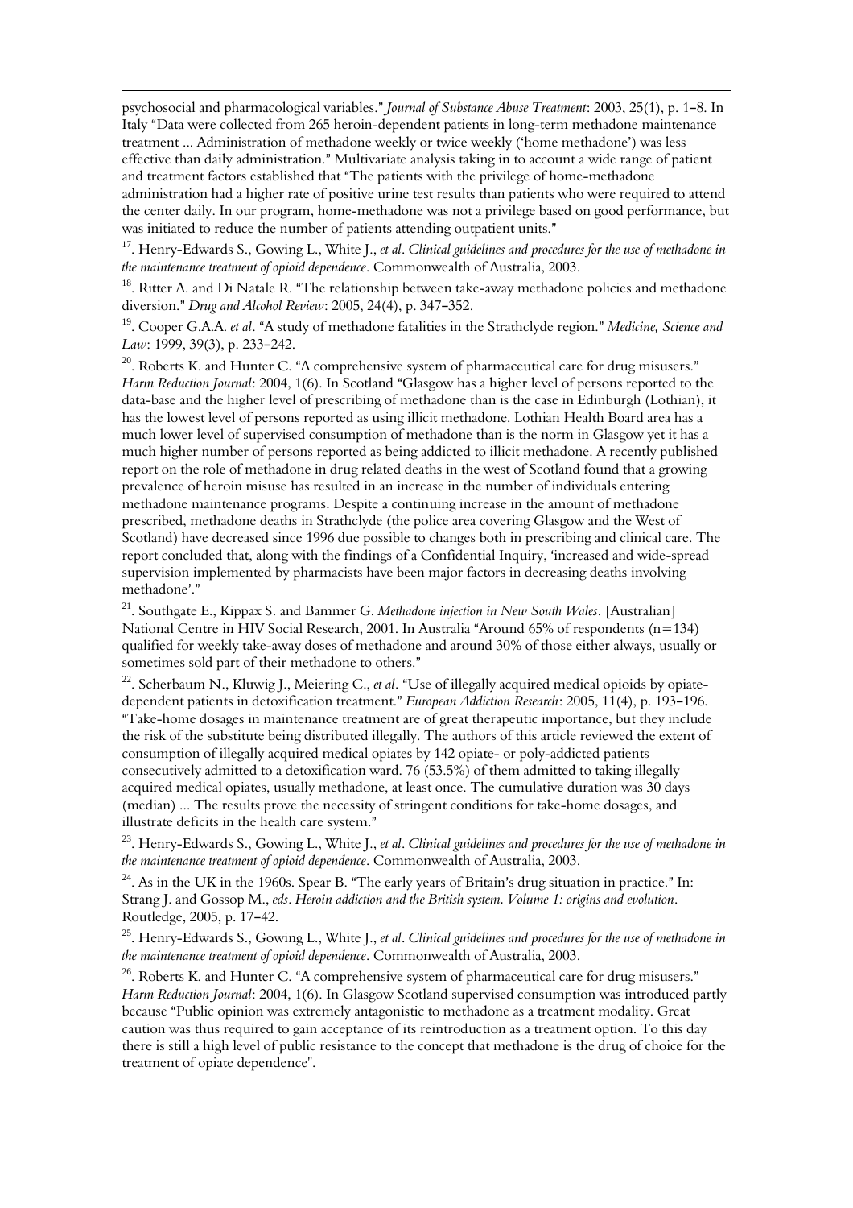psychosocial and pharmacological variables." *Journal of Substance Abuse Treatment*: 2003, 25(1), p. 1–8. In Italy "Data were collected from 265 heroin-dependent patients in long-term methadone maintenance treatment ... Administration of methadone weekly or twice weekly ('home methadone') was less effective than daily administration." Multivariate analysis taking in to account a wide range of patient and treatment factors established that "The patients with the privilege of home-methadone administration had a higher rate of positive urine test results than patients who were required to attend the center daily. In our program, home-methadone was not a privilege based on good performance, but was initiated to reduce the number of patients attending outpatient units."

[17]. Henry-Edwards S., Gowing L., White J., *et al*. *Clinical guidelines and procedures for the use of methadone in the maintenance treatment of opioid dependence*. Commonwealth of Australia, 2003.

[18]. Ritter A. and Di Natale R. "The relationship between take-away methadone policies and methadone diversion." *Drug and Alcohol Review*: 2005, 24(4), p. 347–352.

[19]. Cooper G.A.A. *et al*. "A study of methadone fatalities in the Strathclyde region." *Medicine, Science and Law*: 1999, 39(3), p. 233–242.

[20]. Roberts K. and Hunter C. "A comprehensive system of pharmaceutical care for drug misusers." *Harm Reduction Journal*: 2004, 1(6). In Scotland "Glasgow has a higher level of persons reported to the data-base and the higher level of prescribing of methadone than is the case in Edinburgh (Lothian), it has the lowest level of persons reported as using illicit methadone. Lothian Health Board area has a much lower level of supervised consumption of methadone than is the norm in Glasgow yet it has a much higher number of persons reported as being addicted to illicit methadone. A recently published report on the role of methadone in drug related deaths in the west of Scotland found that a growing prevalence of heroin misuse has resulted in an increase in the number of individuals entering methadone maintenance programs. Despite a continuing increase in the amount of methadone prescribed, methadone deaths in Strathclyde (the police area covering Glasgow and the West of Scotland) have decreased since 1996 due possible to changes both in prescribing and clinical care. The report concluded that, along with the findings of a Confidential Inquiry, 'increased and wide-spread supervision implemented by pharmacists have been major factors in decreasing deaths involving methadone'."

[21]. Southgate E., Kippax S. and Bammer G. *Methadone injection in New South Wales*. [Australian] National Centre in HIV Social Research, 2001. In Australia "Around 65% of respondents (n=134) qualified for weekly take-away doses of methadone and around 30% of those either always, usually or sometimes sold part of their methadone to others."

[22]. Scherbaum N., Kluwig J., Meiering C., *et al*. "Use of illegally acquired medical opioids by opiate-dependent patients in detoxification treatment." *European Addiction Research*: 2005, 11(4), p. 193–196. "Take-home dosages in maintenance treatment are of great therapeutic importance, but they include the risk of the substitute being distributed illegally. The authors of this article reviewed the extent of consumption of illegally acquired medical opiates by 142 opiate- or poly-addicted patients consecutively admitted to a detoxification ward. 76 (53.5%) of them admitted to taking illegally acquired medical opiates, usually methadone, at least once. The cumulative duration was 30 days (median) ... The results prove the necessity of stringent conditions for take-home dosages, and illustrate deficits in the health care system."

[23]. Henry-Edwards S., Gowing L., White J., *et al*. *Clinical guidelines and procedures for the use of methadone in the maintenance treatment of opioid dependence*. Commonwealth of Australia, 2003.

[24]. As in the UK in the 1960s. Spear B. "The early years of Britain's drug situation in practice." In: Strang J. and Gossop M., *eds*. *Heroin addiction and the British system. Volume 1: origins and evolution*. Routledge, 2005, p. 17–42.

[25]. Henry-Edwards S., Gowing L., White J., *et al*. *Clinical guidelines and procedures for the use of methadone in the maintenance treatment of opioid dependence*. Commonwealth of Australia, 2003.

[26]. Roberts K. and Hunter C. "A comprehensive system of pharmaceutical care for drug misusers." *Harm Reduction Journal*: 2004, 1(6). In Glasgow Scotland supervised consumption was introduced partly because "Public opinion was extremely antagonistic to methadone as a treatment modality. Great caution was thus required to gain acceptance of its reintroduction as a treatment option. To this day there is still a high level of public resistance to the concept that methadone is the drug of choice for the treatment of opiate dependence".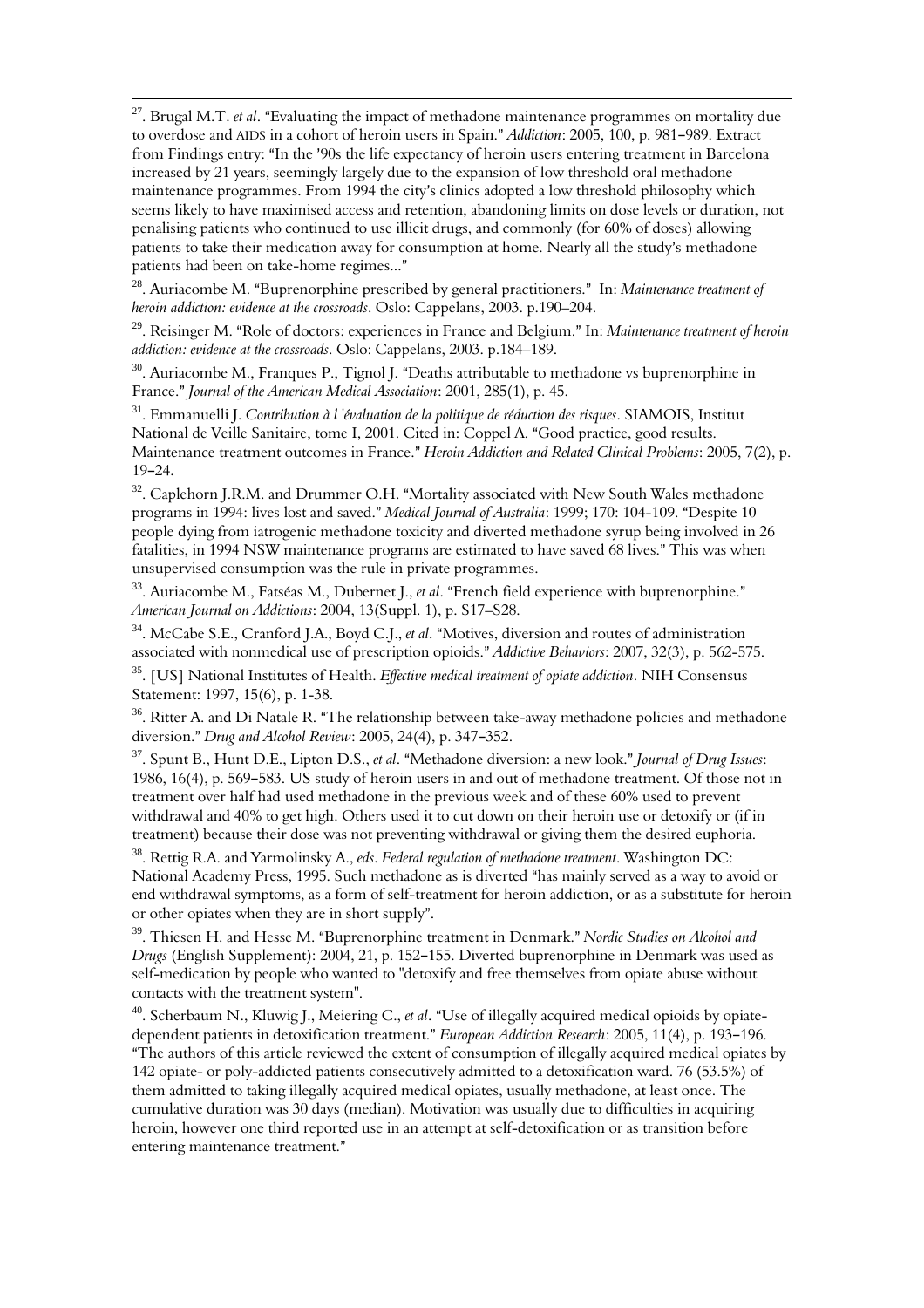[27]. Brugal M.T. *et al*. "Evaluating the impact of methadone maintenance programmes on mortality due to overdose and AIDS in a cohort of heroin users in Spain." *Addiction*: 2005, 100, p. 981–989. Extract from Findings entry: "In the '90s the life expectancy of heroin users entering treatment in Barcelona increased by 21 years, seemingly largely due to the expansion of low threshold oral methadone maintenance programmes. From 1994 the city's clinics adopted a low threshold philosophy which seems likely to have maximised access and retention, abandoning limits on dose levels or duration, not penalising patients who continued to use illicit drugs, and commonly (for 60% of doses) allowing patients to take their medication away for consumption at home. Nearly all the study's methadone patients had been on take-home regimes..."

[28]. Auriacombe M. "Buprenorphine prescribed by general practitioners." In: *Maintenance treatment of heroin addiction: evidence at the crossroads*. Oslo: Cappelans, 2003. p.190–204.

[29]. Reisinger M. "Role of doctors: experiences in France and Belgium." In: *Maintenance treatment of heroin addiction: evidence at the crossroads*. Oslo: Cappelans, 2003. p.184–189.

[30]. Auriacombe M., Franques P., Tignol J. "Deaths attributable to methadone vs buprenorphine in France." *Journal of the American Medical Association*: 2001, 285(1), p. 45.

[31]. Emmanuelli J. *Contribution à l 'évaluation de la politique de réduction des risques*. SIAMOIS, Institut National de Veille Sanitaire, tome I, 2001. Cited in: Coppel A. "Good practice, good results. Maintenance treatment outcomes in France." *Heroin Addiction and Related Clinical Problems*: 2005, 7(2), p. 19–24.

[32]. Caplehorn J.R.M. and Drummer O.H. "Mortality associated with New South Wales methadone programs in 1994: lives lost and saved." *Medical Journal of Australia*: 1999; 170: 104-109. "Despite 10 people dying from iatrogenic methadone toxicity and diverted methadone syrup being involved in 26 fatalities, in 1994 NSW maintenance programs are estimated to have saved 68 lives." This was when unsupervised consumption was the rule in private programmes.

[33]. Auriacombe M., Fatséas M., Dubernet J., *et al*. "French field experience with buprenorphine." *American Journal on Addictions*: 2004, 13(Suppl. 1), p. S17–S28.

[34]. McCabe S.E., Cranford J.A., Boyd C.J., *et al*. "Motives, diversion and routes of administration associated with nonmedical use of prescription opioids." *Addictive Behaviors*: 2007, 32(3), p. 562-575.

[35]. [US] National Institutes of Health. *Effective medical treatment of opiate addiction*. NIH Consensus Statement: 1997, 15(6), p. 1-38.

[36]. Ritter A. and Di Natale R. "The relationship between take-away methadone policies and methadone diversion." *Drug and Alcohol Review*: 2005, 24(4), p. 347–352.

[37]. Spunt B., Hunt D.E., Lipton D.S., *et al*. "Methadone diversion: a new look." *Journal of Drug Issues*: 1986, 16(4), p. 569–583. US study of heroin users in and out of methadone treatment. Of those not in treatment over half had used methadone in the previous week and of these 60% used to prevent withdrawal and 40% to get high. Others used it to cut down on their heroin use or detoxify or (if in treatment) because their dose was not preventing withdrawal or giving them the desired euphoria.

[38]. Rettig R.A. and Yarmolinsky A., *eds*. *Federal regulation of methadone treatment*. Washington DC: National Academy Press, 1995. Such methadone as is diverted "has mainly served as a way to avoid or end withdrawal symptoms, as a form of self-treatment for heroin addiction, or as a substitute for heroin or other opiates when they are in short supply".

[39]. Thiesen H. and Hesse M. "Buprenorphine treatment in Denmark." *Nordic Studies on Alcohol and Drugs* (English Supplement): 2004, 21, p. 152–155. Diverted buprenorphine in Denmark was used as self-medication by people who wanted to "detoxify and free themselves from opiate abuse without contacts with the treatment system".

[40]. Scherbaum N., Kluwig J., Meiering C., *et al*. "Use of illegally acquired medical opioids by opiate-dependent patients in detoxification treatment." *European Addiction Research*: 2005, 11(4), p. 193–196. "The authors of this article reviewed the extent of consumption of illegally acquired medical opiates by 142 opiate- or poly-addicted patients consecutively admitted to a detoxification ward. 76 (53.5%) of them admitted to taking illegally acquired medical opiates, usually methadone, at least once. The cumulative duration was 30 days (median). Motivation was usually due to difficulties in acquiring heroin, however one third reported use in an attempt at self-detoxification or as transition before entering maintenance treatment."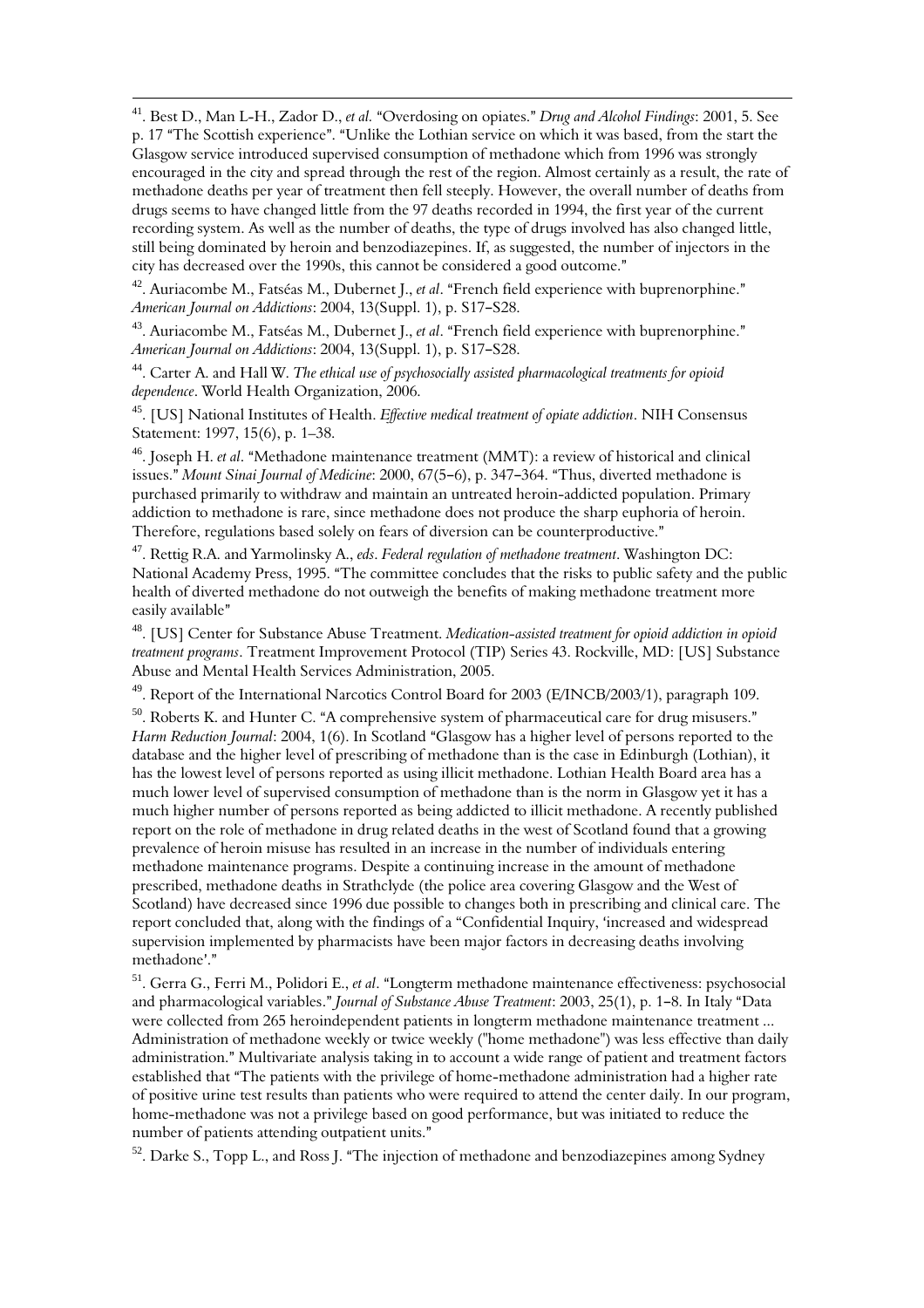[41]. Best D., Man L-H., Zador D., *et al.* "Overdosing on opiates." *Drug and Alcohol Findings*: 2001, 5. See p. 17 "The Scottish experience". "Unlike the Lothian service on which it was based, from the start the Glasgow service introduced supervised consumption of methadone which from 1996 was strongly encouraged in the city and spread through the rest of the region. Almost certainly as a result, the rate of methadone deaths per year of treatment then fell steeply. However, the overall number of deaths from drugs seems to have changed little from the 97 deaths recorded in 1994, the first year of the current recording system. As well as the number of deaths, the type of drugs involved has also changed little, still being dominated by heroin and benzodiazepines. If, as suggested, the number of injectors in the city has decreased over the 1990s, this cannot be considered a good outcome."

[42]. Auriacombe M., Fatséas M., Dubernet J., *et al*. "French field experience with buprenorphine." *American Journal on Addictions*: 2004, 13(Suppl. 1), p. S17–S28.

[43]. Auriacombe M., Fatséas M., Dubernet J., *et al*. "French field experience with buprenorphine." *American Journal on Addictions*: 2004, 13(Suppl. 1), p. S17–S28.

[44]. Carter A. and Hall W. *The ethical use of psychosocially assisted pharmacological treatments for opioid dependence*. World Health Organization, 2006.

[45]. [US] National Institutes of Health. *Effective medical treatment of opiate addiction*. NIH Consensus Statement: 1997, 15(6), p. 1–38.

[46]. Joseph H. *et al*. "Methadone maintenance treatment (MMT): a review of historical and clinical issues." *Mount Sinai Journal of Medicine*: 2000, 67(5–6), p. 347–364. "Thus, diverted methadone is purchased primarily to withdraw and maintain an untreated heroin-addicted population. Primary addiction to methadone is rare, since methadone does not produce the sharp euphoria of heroin. Therefore, regulations based solely on fears of diversion can be counterproductive."

[47]. Rettig R.A. and Yarmolinsky A., *eds*. *Federal regulation of methadone treatment*. Washington DC: National Academy Press, 1995. "The committee concludes that the risks to public safety and the public health of diverted methadone do not outweigh the benefits of making methadone treatment more easily available"

[48]. [US] Center for Substance Abuse Treatment. *Medication-assisted treatment for opioid addiction in opioid treatment programs*. Treatment Improvement Protocol (TIP) Series 43. Rockville, MD: [US] Substance Abuse and Mental Health Services Administration, 2005.

[49]. Report of the International Narcotics Control Board for 2003 (E/INCB/2003/1), paragraph 109.

[50]. Roberts K. and Hunter C. "A comprehensive system of pharmaceutical care for drug misusers." *Harm Reduction Journal*: 2004, 1(6). In Scotland "Glasgow has a higher level of persons reported to the database and the higher level of prescribing of methadone than is the case in Edinburgh (Lothian), it has the lowest level of persons reported as using illicit methadone. Lothian Health Board area has a much lower level of supervised consumption of methadone than is the norm in Glasgow yet it has a much higher number of persons reported as being addicted to illicit methadone. A recently published report on the role of methadone in drug related deaths in the west of Scotland found that a growing prevalence of heroin misuse has resulted in an increase in the number of individuals entering methadone maintenance programs. Despite a continuing increase in the amount of methadone prescribed, methadone deaths in Strathclyde (the police area covering Glasgow and the West of Scotland) have decreased since 1996 due possible to changes both in prescribing and clinical care. The report concluded that, along with the findings of a "Confidential Inquiry, 'increased and widespread supervision implemented by pharmacists have been major factors in decreasing deaths involving methadone'."

[51]. Gerra G., Ferri M., Polidori E., *et al*. "Longterm methadone maintenance effectiveness: psychosocial and pharmacological variables." *Journal of Substance Abuse Treatment*: 2003, 25(1), p. 1–8. In Italy "Data were collected from 265 heroindependent patients in longterm methadone maintenance treatment ... Administration of methadone weekly or twice weekly ("home methadone") was less effective than daily administration." Multivariate analysis taking in to account a wide range of patient and treatment factors established that "The patients with the privilege of home-methadone administration had a higher rate of positive urine test results than patients who were required to attend the center daily. In our program, home-methadone was not a privilege based on good performance, but was initiated to reduce the number of patients attending outpatient units."

[52]. Darke S., Topp L., and Ross J. "The injection of methadone and benzodiazepines among Sydney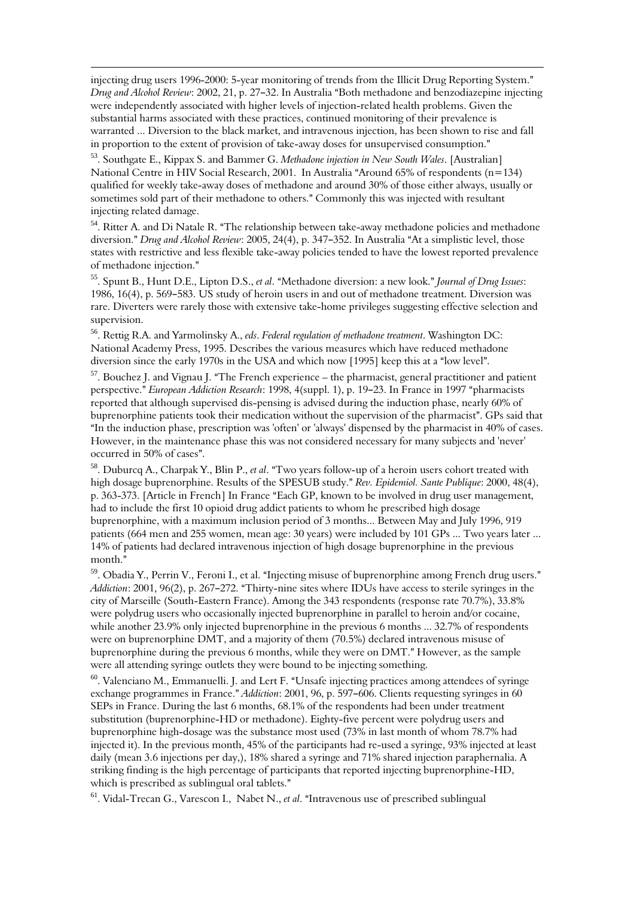injecting drug users 1996-2000: 5-year monitoring of trends from the Illicit Drug Reporting System." *Drug and Alcohol Review*: 2002, 21, p. 27–32. In Australia "Both methadone and benzodiazepine injecting were independently associated with higher levels of injection-related health problems. Given the substantial harms associated with these practices, continued monitoring of their prevalence is warranted ... Diversion to the black market, and intravenous injection, has been shown to rise and fall in proportion to the extent of provision of take-away doses for unsupervised consumption."

[53]. Southgate E., Kippax S. and Bammer G. *Methadone injection in New South Wales*. [Australian] National Centre in HIV Social Research, 2001. In Australia "Around 65% of respondents (n=134) qualified for weekly take-away doses of methadone and around 30% of those either always, usually or sometimes sold part of their methadone to others." Commonly this was injected with resultant injecting related damage.

[54]. Ritter A. and Di Natale R. "The relationship between take-away methadone policies and methadone diversion." *Drug and Alcohol Review*: 2005, 24(4), p. 347–352. In Australia "At a simplistic level, those states with restrictive and less flexible take-away policies tended to have the lowest reported prevalence of methadone injection."

[55]. Spunt B., Hunt D.E., Lipton D.S., *et al*. "Methadone diversion: a new look." *Journal of Drug Issues*: 1986, 16(4), p. 569–583. US study of heroin users in and out of methadone treatment. Diversion was rare. Diverters were rarely those with extensive take-home privileges suggesting effective selection and supervision.

[56]. Rettig R.A. and Yarmolinsky A., *eds*. *Federal regulation of methadone treatment*. Washington DC: National Academy Press, 1995. Describes the various measures which have reduced methadone diversion since the early 1970s in the USA and which now [1995] keep this at a "low level".

[57]. Bouchez J. and Vignau J. "The French experience – the pharmacist, general practitioner and patient perspective." *European Addiction Research*: 1998, 4(suppl. 1), p. 19–23. In France in 1997 "pharmacists reported that although supervised dis-pensing is advised during the induction phase, nearly 60% of buprenorphine patients took their medication without the supervision of the pharmacist". GPs said that "In the induction phase, prescription was 'often' or 'always' dispensed by the pharmacist in 40% of cases. However, in the maintenance phase this was not considered necessary for many subjects and 'never' occurred in 50% of cases".

[58]. Duburcq A., Charpak Y., Blin P., *et al*. "Two years follow-up of a heroin users cohort treated with high dosage buprenorphine. Results of the SPESUB study." *Rev. Epidemiol. Sante Publique*: 2000, 48(4), p. 363-373. [Article in French] In France "Each GP, known to be involved in drug user management, had to include the first 10 opioid drug addict patients to whom he prescribed high dosage buprenorphine, with a maximum inclusion period of 3 months... Between May and July 1996, 919 patients (664 men and 255 women, mean age: 30 years) were included by 101 GPs ... Two years later ... 14% of patients had declared intravenous injection of high dosage buprenorphine in the previous month."

[59]. Obadia Y., Perrin V., Feroni I., et al. "Injecting misuse of buprenorphine among French drug users." *Addiction*: 2001, 96(2), p. 267–272. "Thirty-nine sites where IDUs have access to sterile syringes in the city of Marseille (South-Eastern France). Among the 343 respondents (response rate 70.7%), 33.8% were polydrug users who occasionally injected buprenorphine in parallel to heroin and/or cocaine, while another 23.9% only injected buprenorphine in the previous 6 months ... 32.7% of respondents were on buprenorphine DMT, and a majority of them (70.5%) declared intravenous misuse of buprenorphine during the previous 6 months, while they were on DMT." However, as the sample were all attending syringe outlets they were bound to be injecting something.

[60]. Valenciano M., Emmanuelli. J. and Lert F. "Unsafe injecting practices among attendees of syringe exchange programmes in France." *Addiction*: 2001, 96, p. 597–606. Clients requesting syringes in 60 SEPs in France. During the last 6 months, 68.1% of the respondents had been under treatment substitution (buprenorphine-HD or methadone). Eighty-five percent were polydrug users and buprenorphine high-dosage was the substance most used (73% in last month of whom 78.7% had injected it). In the previous month, 45% of the participants had re-used a syringe, 93% injected at least daily (mean 3.6 injections per day,), 18% shared a syringe and 71% shared injection paraphernalia. A striking finding is the high percentage of participants that reported injecting buprenorphine-HD, which is prescribed as sublingual oral tablets."

[61]. Vidal-Trecan G., Varescon I., Nabet N., *et al*. "Intravenous use of prescribed sublingual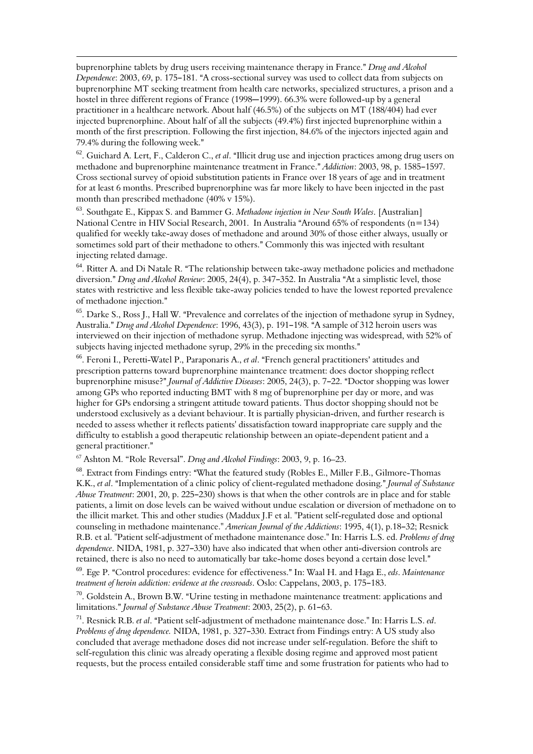buprenorphine tablets by drug users receiving maintenance therapy in France." *Drug and Alcohol Dependence*: 2003, 69, p. 175–181. "A cross-sectional survey was used to collect data from subjects on buprenorphine MT seeking treatment from health care networks, specialized structures, a prison and a hostel in three different regions of France (1998—1999). 66.3% were followed-up by a general practitioner in a healthcare network. About half (46.5%) of the subjects on MT (188/404) had ever injected buprenorphine. About half of all the subjects (49.4%) first injected buprenorphine within a month of the first prescription. Following the first injection, 84.6% of the injectors injected again and 79.4% during the following week."

[62]. Guichard A. Lert, F., Calderon C., *et al*. "Illicit drug use and injection practices among drug users on methadone and buprenorphine maintenance treatment in France." *Addiction*: 2003, 98, p. 1585–1597. Cross sectional survey of opioid substitution patients in France over 18 years of age and in treatment for at least 6 months. Prescribed buprenorphine was far more likely to have been injected in the past month than prescribed methadone (40% v 15%).

[63]. Southgate E., Kippax S. and Bammer G. *Methadone injection in New South Wales*. [Australian] National Centre in HIV Social Research, 2001. In Australia "Around 65% of respondents (n=134) qualified for weekly take-away doses of methadone and around 30% of those either always, usually or sometimes sold part of their methadone to others." Commonly this was injected with resultant injecting related damage.

[64]. Ritter A. and Di Natale R. "The relationship between take-away methadone policies and methadone diversion." *Drug and Alcohol Review*: 2005, 24(4), p. 347–352. In Australia "At a simplistic level, those states with restrictive and less flexible take-away policies tended to have the lowest reported prevalence of methadone injection."

[65]. Darke S., Ross J., Hall W. "Prevalence and correlates of the injection of methadone syrup in Sydney, Australia." *Drug and Alcohol Dependence*: 1996, 43(3), p. 191–198. "A sample of 312 heroin users was interviewed on their injection of methadone syrup. Methadone injecting was widespread, with 52% of subjects having injected methadone syrup, 29% in the preceding six months."

[66]. Feroni I., Peretti-Watel P., Paraponaris A., *et al*. "French general practitioners' attitudes and prescription patterns toward buprenorphine maintenance treatment: does doctor shopping reflect buprenorphine misuse?" *Journal of Addictive Diseases*: 2005, 24(3), p. 7–22. "Doctor shopping was lower among GPs who reported inducting BMT with 8 mg of buprenorphine per day or more, and was higher for GPs endorsing a stringent attitude toward patients. Thus doctor shopping should not be understood exclusively as a deviant behaviour. It is partially physician-driven, and further research is needed to assess whether it reflects patients' dissatisfaction toward inappropriate care supply and the difficulty to establish a good therapeutic relationship between an opiate-dependent patient and a general practitioner."

[67] Ashton M. "Role Reversal". *Drug and Alcohol Findings*: 2003, 9, p. 16–23.

[68]. Extract from Findings entry: "What the featured study (Robles E., Miller F.B., Gilmore-Thomas K.K., *et al*. "Implementation of a clinic policy of client-regulated methadone dosing." *Journal of Substance Abuse Treatment*: 2001, 20, p. 225–230) shows is that when the other controls are in place and for stable patients, a limit on dose levels can be waived without undue escalation or diversion of methadone on to the illicit market. This and other studies (Maddux J.F et al. "Patient self-regulated dose and optional counseling in methadone maintenance." *American Journal of the Addictions*: 1995, 4(1), p.18–32; Resnick R.B. et al. "Patient self-adjustment of methadone maintenance dose." In: Harris L.S. ed. *Problems of drug dependence*. NIDA, 1981, p. 327–330) have also indicated that when other anti-diversion controls are retained, there is also no need to automatically bar take-home doses beyond a certain dose level."

[69]. Ege P. "Control procedures: evidence for effectiveness." In: Waal H. and Haga E., *eds*. *Maintenance treatment of heroin addiction: evidence at the crossroads*. Oslo: Cappelans, 2003, p. 175–183.

[70]. Goldstein A., Brown B.W. "Urine testing in methadone maintenance treatment: applications and limitations." *Journal of Substance Abuse Treatment*: 2003, 25(2), p. 61–63.

[71]. Resnick R.B. *et al*. "Patient self-adjustment of methadone maintenance dose." In: Harris L.S. *ed*. *Problems of drug dependence.* NIDA, 1981, p. 327–330. Extract from Findings entry: A US study also concluded that average methadone doses did not increase under self-regulation. Before the shift to self-regulation this clinic was already operating a flexible dosing regime and approved most patient requests, but the process entailed considerable staff time and some frustration for patients who had to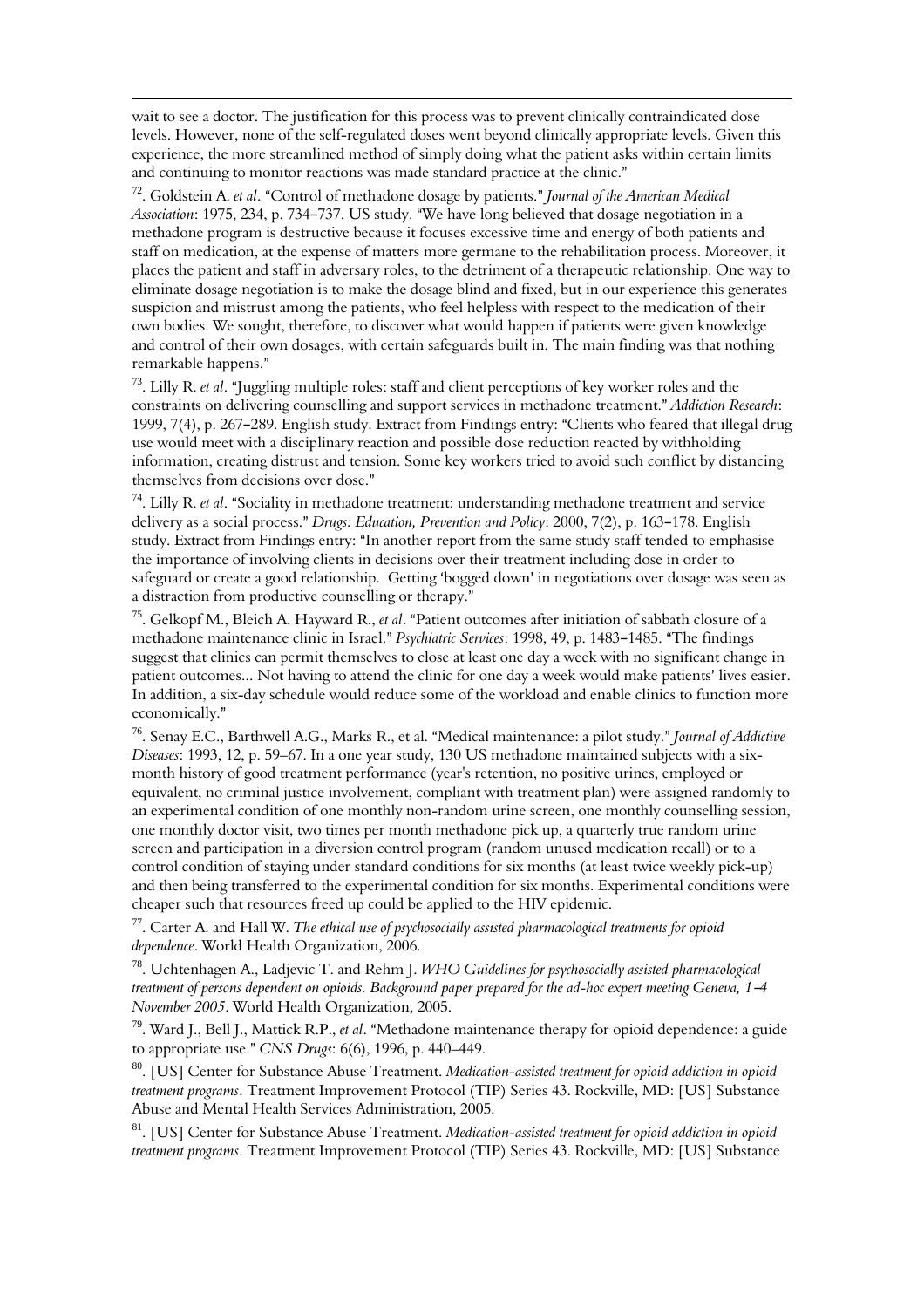wait to see a doctor. The justification for this process was to prevent clinically contraindicated dose levels. However, none of the self-regulated doses went beyond clinically appropriate levels. Given this experience, the more streamlined method of simply doing what the patient asks within certain limits and continuing to monitor reactions was made standard practice at the clinic."

[72]. Goldstein A. *et al*. "Control of methadone dosage by patients." *Journal of the American Medical Association*: 1975, 234, p. 734–737. US study. "We have long believed that dosage negotiation in a methadone program is destructive because it focuses excessive time and energy of both patients and staff on medication, at the expense of matters more germane to the rehabilitation process. Moreover, it places the patient and staff in adversary roles, to the detriment of a therapeutic relationship. One way to eliminate dosage negotiation is to make the dosage blind and fixed, but in our experience this generates suspicion and mistrust among the patients, who feel helpless with respect to the medication of their own bodies. We sought, therefore, to discover what would happen if patients were given knowledge and control of their own dosages, with certain safeguards built in. The main finding was that nothing remarkable happens."

[73]. Lilly R. *et al*. "Juggling multiple roles: staff and client perceptions of key worker roles and the constraints on delivering counselling and support services in methadone treatment." *Addiction Research*: 1999, 7(4), p. 267–289. English study. Extract from Findings entry: "Clients who feared that illegal drug use would meet with a disciplinary reaction and possible dose reduction reacted by withholding information, creating distrust and tension. Some key workers tried to avoid such conflict by distancing themselves from decisions over dose."

[74]. Lilly R. *et al*. "Sociality in methadone treatment: understanding methadone treatment and service delivery as a social process." *Drugs: Education, Prevention and Policy*: 2000, 7(2), p. 163–178. English study. Extract from Findings entry: "In another report from the same study staff tended to emphasise the importance of involving clients in decisions over their treatment including dose in order to safeguard or create a good relationship. Getting 'bogged down' in negotiations over dosage was seen as a distraction from productive counselling or therapy."

[75]. Gelkopf M., Bleich A. Hayward R., *et al*. "Patient outcomes after initiation of sabbath closure of a methadone maintenance clinic in Israel." *Psychiatric Services*: 1998, 49, p. 1483–1485. "The findings suggest that clinics can permit themselves to close at least one day a week with no significant change in patient outcomes... Not having to attend the clinic for one day a week would make patients' lives easier. In addition, a six-day schedule would reduce some of the workload and enable clinics to function more economically."

[76]. Senay E.C., Barthwell A.G., Marks R., et al. "Medical maintenance: a pilot study." *Journal of Addictive Diseases*: 1993, 12, p. 59–67. In a one year study, 130 US methadone maintained subjects with a six-month history of good treatment performance (year's retention, no positive urines, employed or equivalent, no criminal justice involvement, compliant with treatment plan) were assigned randomly to an experimental condition of one monthly non-random urine screen, one monthly counselling session, one monthly doctor visit, two times per month methadone pick up, a quarterly true random urine screen and participation in a diversion control program (random unused medication recall) or to a control condition of staying under standard conditions for six months (at least twice weekly pick-up) and then being transferred to the experimental condition for six months. Experimental conditions were cheaper such that resources freed up could be applied to the HIV epidemic.

[77]. Carter A. and Hall W. *The ethical use of psychosocially assisted pharmacological treatments for opioid dependence*. World Health Organization, 2006.

[78]. Uchtenhagen A., Ladjevic T. and Rehm J. *WHO Guidelines for psychosocially assisted pharmacological treatment of persons dependent on opioids. Background paper prepared for the ad-hoc expert meeting Geneva, 1–4 November 2005*. World Health Organization, 2005.

[79]. Ward J., Bell J., Mattick R.P., *et al*. "Methadone maintenance therapy for opioid dependence: a guide to appropriate use." *CNS Drugs*: 6(6), 1996, p. 440–449.

[80]. [US] Center for Substance Abuse Treatment. *Medication-assisted treatment for opioid addiction in opioid treatment programs*. Treatment Improvement Protocol (TIP) Series 43. Rockville, MD: [US] Substance Abuse and Mental Health Services Administration, 2005.

[81]. [US] Center for Substance Abuse Treatment. *Medication-assisted treatment for opioid addiction in opioid treatment programs*. Treatment Improvement Protocol (TIP) Series 43. Rockville, MD: [US] Substance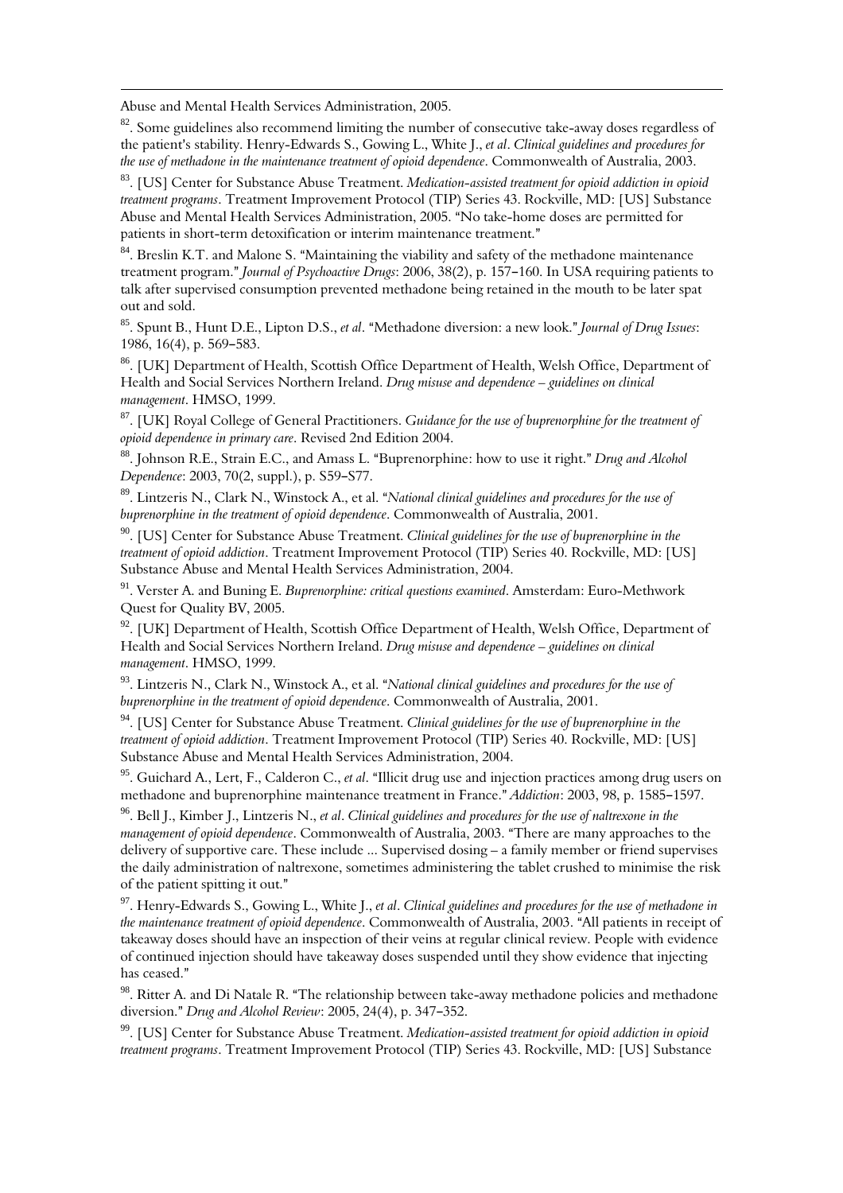Abuse and Mental Health Services Administration, 2005.

[82]. Some guidelines also recommend limiting the number of consecutive take-away doses regardless of the patient's stability. Henry-Edwards S., Gowing L., White J., *et al*. *Clinical guidelines and procedures for the use of methadone in the maintenance treatment of opioid dependence*. Commonwealth of Australia, 2003.

[83]. [US] Center for Substance Abuse Treatment. *Medication-assisted treatment for opioid addiction in opioid treatment programs*. Treatment Improvement Protocol (TIP) Series 43. Rockville, MD: [US] Substance Abuse and Mental Health Services Administration, 2005. "No take-home doses are permitted for patients in short-term detoxification or interim maintenance treatment."

[84]. Breslin K.T. and Malone S. "Maintaining the viability and safety of the methadone maintenance treatment program." *Journal of Psychoactive Drugs*: 2006, 38(2), p. 157–160. In USA requiring patients to talk after supervised consumption prevented methadone being retained in the mouth to be later spat out and sold.

[85]. Spunt B., Hunt D.E., Lipton D.S., *et al*. "Methadone diversion: a new look." *Journal of Drug Issues*: 1986, 16(4), p. 569–583.

[86]. [UK] Department of Health, Scottish Office Department of Health, Welsh Office, Department of Health and Social Services Northern Ireland. *Drug misuse and dependence – guidelines on clinical management*. HMSO, 1999.

[87]. [UK] Royal College of General Practitioners. *Guidance for the use of buprenorphine for the treatment of opioid dependence in primary care*. Revised 2nd Edition 2004.

[88]. Johnson R.E., Strain E.C., and Amass L. "Buprenorphine: how to use it right." *Drug and Alcohol Dependence*: 2003, 70(2, suppl.), p. S59–S77.

[89]. Lintzeris N., Clark N., Winstock A., et al. "*National clinical guidelines and procedures for the use of buprenorphine in the treatment of opioid dependence*. Commonwealth of Australia, 2001.

[90]. [US] Center for Substance Abuse Treatment. *Clinical guidelines for the use of buprenorphine in the treatment of opioid addiction*. Treatment Improvement Protocol (TIP) Series 40. Rockville, MD: [US] Substance Abuse and Mental Health Services Administration, 2004.

[91]. Verster A. and Buning E. *Buprenorphine: critical questions examined*. Amsterdam: Euro-Methwork Quest for Quality BV, 2005.

[92]. [UK] Department of Health, Scottish Office Department of Health, Welsh Office, Department of Health and Social Services Northern Ireland. *Drug misuse and dependence – guidelines on clinical management*. HMSO, 1999.

[93]. Lintzeris N., Clark N., Winstock A., et al. "*National clinical guidelines and procedures for the use of buprenorphine in the treatment of opioid dependence*. Commonwealth of Australia, 2001.

[94]. [US] Center for Substance Abuse Treatment. *Clinical guidelines for the use of buprenorphine in the treatment of opioid addiction*. Treatment Improvement Protocol (TIP) Series 40. Rockville, MD: [US] Substance Abuse and Mental Health Services Administration, 2004.

[95]. Guichard A., Lert, F., Calderon C., *et al*. "Illicit drug use and injection practices among drug users on methadone and buprenorphine maintenance treatment in France." *Addiction*: 2003, 98, p. 1585–1597.

[96]. Bell J., Kimber J., Lintzeris N., *et al*. *Clinical guidelines and procedures for the use of naltrexone in the management of opioid dependence*. Commonwealth of Australia, 2003. "There are many approaches to the delivery of supportive care. These include ... Supervised dosing – a family member or friend supervises the daily administration of naltrexone, sometimes administering the tablet crushed to minimise the risk of the patient spitting it out."

[97]. Henry-Edwards S., Gowing L., White J., *et al*. *Clinical guidelines and procedures for the use of methadone in the maintenance treatment of opioid dependence*. Commonwealth of Australia, 2003. "All patients in receipt of takeaway doses should have an inspection of their veins at regular clinical review. People with evidence of continued injection should have takeaway doses suspended until they show evidence that injecting has ceased."

[98]. Ritter A. and Di Natale R. "The relationship between take-away methadone policies and methadone diversion." *Drug and Alcohol Review*: 2005, 24(4), p. 347–352.

[99]. [US] Center for Substance Abuse Treatment. *Medication-assisted treatment for opioid addiction in opioid treatment programs*. Treatment Improvement Protocol (TIP) Series 43. Rockville, MD: [US] Substance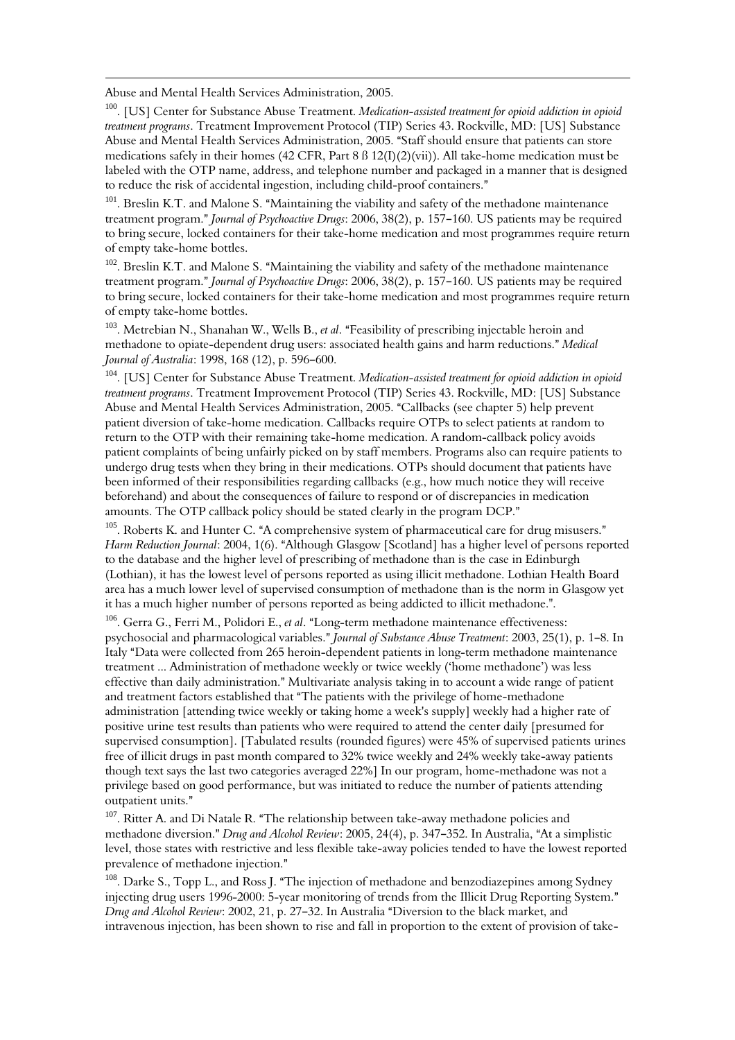Abuse and Mental Health Services Administration, 2005.

[100]. [US] Center for Substance Abuse Treatment. *Medication-assisted treatment for opioid addiction in opioid treatment programs*. Treatment Improvement Protocol (TIP) Series 43. Rockville, MD: [US] Substance Abuse and Mental Health Services Administration, 2005. "Staff should ensure that patients can store medications safely in their homes (42 CFR, Part 8 ß 12(I)(2)(vii)). All take-home medication must be labeled with the OTP name, address, and telephone number and packaged in a manner that is designed to reduce the risk of accidental ingestion, including child-proof containers."

[101]. Breslin K.T. and Malone S. "Maintaining the viability and safety of the methadone maintenance treatment program." *Journal of Psychoactive Drugs*: 2006, 38(2), p. 157–160. US patients may be required to bring secure, locked containers for their take-home medication and most programmes require return of empty take-home bottles.

[102]. Breslin K.T. and Malone S. "Maintaining the viability and safety of the methadone maintenance treatment program." *Journal of Psychoactive Drugs*: 2006, 38(2), p. 157–160. US patients may be required to bring secure, locked containers for their take-home medication and most programmes require return of empty take-home bottles.

[103]. Metrebian N., Shanahan W., Wells B., *et al*. "Feasibility of prescribing injectable heroin and methadone to opiate-dependent drug users: associated health gains and harm reductions." *Medical Journal of Australia*: 1998, 168 (12), p. 596–600.

[104]. [US] Center for Substance Abuse Treatment. *Medication-assisted treatment for opioid addiction in opioid treatment programs*. Treatment Improvement Protocol (TIP) Series 43. Rockville, MD: [US] Substance Abuse and Mental Health Services Administration, 2005. "Callbacks (see chapter 5) help prevent patient diversion of take-home medication. Callbacks require OTPs to select patients at random to return to the OTP with their remaining take-home medication. A random-callback policy avoids patient complaints of being unfairly picked on by staff members. Programs also can require patients to undergo drug tests when they bring in their medications. OTPs should document that patients have been informed of their responsibilities regarding callbacks (e.g., how much notice they will receive beforehand) and about the consequences of failure to respond or of discrepancies in medication amounts. The OTP callback policy should be stated clearly in the program DCP."

[105]. Roberts K. and Hunter C. "A comprehensive system of pharmaceutical care for drug misusers." *Harm Reduction Journal*: 2004, 1(6). "Although Glasgow [Scotland] has a higher level of persons reported to the database and the higher level of prescribing of methadone than is the case in Edinburgh (Lothian), it has the lowest level of persons reported as using illicit methadone. Lothian Health Board area has a much lower level of supervised consumption of methadone than is the norm in Glasgow yet it has a much higher number of persons reported as being addicted to illicit methadone.".

[106]. Gerra G., Ferri M., Polidori E., *et al*. "Long-term methadone maintenance effectiveness: psychosocial and pharmacological variables." *Journal of Substance Abuse Treatment*: 2003, 25(1), p. 1–8. In Italy "Data were collected from 265 heroin-dependent patients in long-term methadone maintenance treatment ... Administration of methadone weekly or twice weekly ('home methadone') was less effective than daily administration." Multivariate analysis taking in to account a wide range of patient and treatment factors established that "The patients with the privilege of home-methadone administration [attending twice weekly or taking home a week's supply] weekly had a higher rate of positive urine test results than patients who were required to attend the center daily [presumed for supervised consumption]. [Tabulated results (rounded figures) were 45% of supervised patients urines free of illicit drugs in past month compared to 32% twice weekly and 24% weekly take-away patients though text says the last two categories averaged 22%] In our program, home-methadone was not a privilege based on good performance, but was initiated to reduce the number of patients attending outpatient units."

[107]. Ritter A. and Di Natale R. "The relationship between take-away methadone policies and methadone diversion." *Drug and Alcohol Review*: 2005, 24(4), p. 347–352. In Australia, "At a simplistic level, those states with restrictive and less flexible take-away policies tended to have the lowest reported prevalence of methadone injection."

[108]. Darke S., Topp L., and Ross J. "The injection of methadone and benzodiazepines among Sydney injecting drug users 1996-2000: 5-year monitoring of trends from the Illicit Drug Reporting System." *Drug and Alcohol Review*: 2002, 21, p. 27–32. In Australia "Diversion to the black market, and intravenous injection, has been shown to rise and fall in proportion to the extent of provision of take-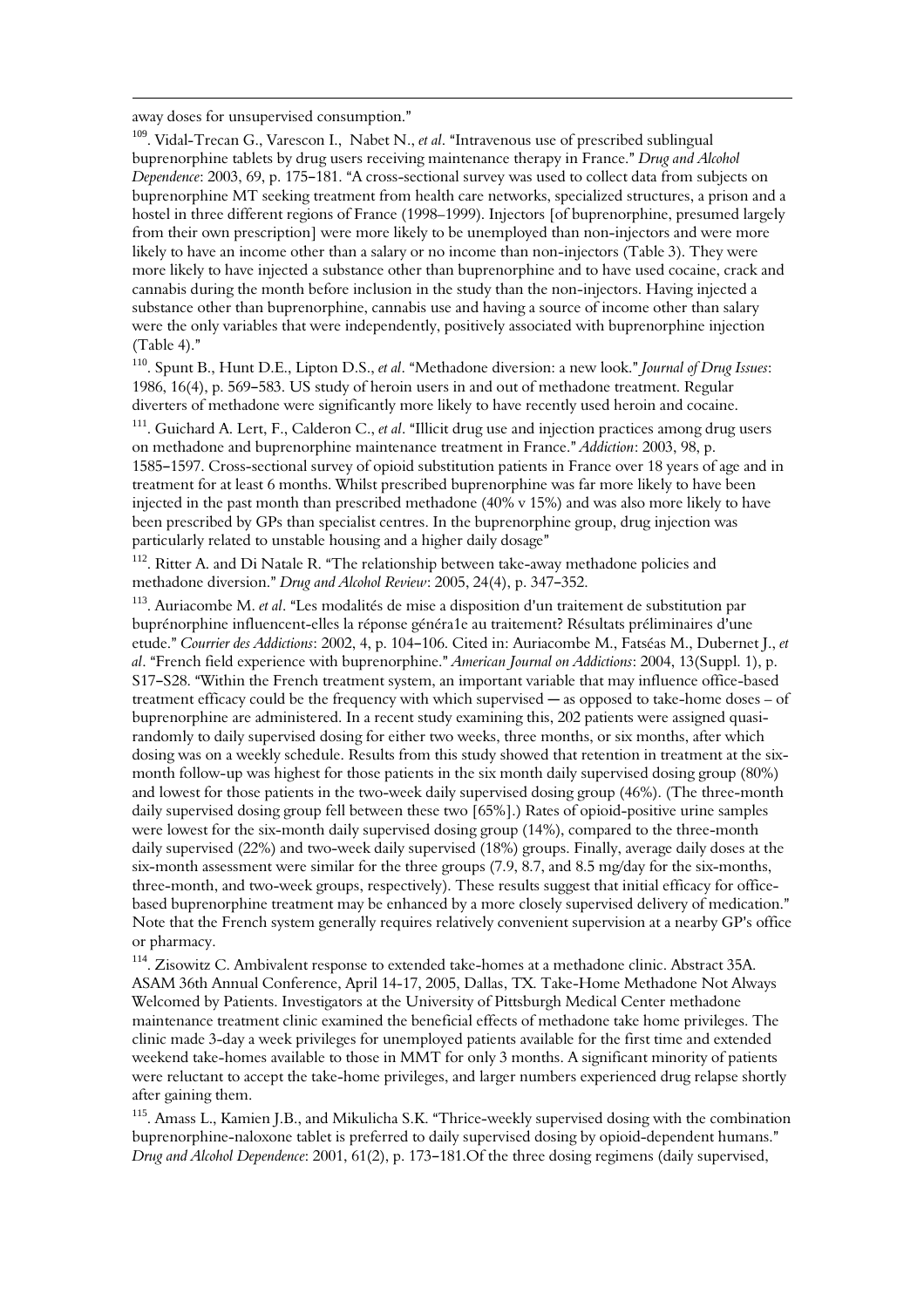away doses for unsupervised consumption."

[109]. Vidal-Trecan G., Varescon I., Nabet N., *et al*. "Intravenous use of prescribed sublingual buprenorphine tablets by drug users receiving maintenance therapy in France." *Drug and Alcohol Dependence*: 2003, 69, p. 175–181. "A cross-sectional survey was used to collect data from subjects on buprenorphine MT seeking treatment from health care networks, specialized structures, a prison and a hostel in three different regions of France (1998–1999). Injectors [of buprenorphine, presumed largely from their own prescription] were more likely to be unemployed than non-injectors and were more likely to have an income other than a salary or no income than non-injectors (Table 3). They were more likely to have injected a substance other than buprenorphine and to have used cocaine, crack and cannabis during the month before inclusion in the study than the non-injectors. Having injected a substance other than buprenorphine, cannabis use and having a source of income other than salary were the only variables that were independently, positively associated with buprenorphine injection (Table 4)."

[110]. Spunt B., Hunt D.E., Lipton D.S., *et al*. "Methadone diversion: a new look." *Journal of Drug Issues*: 1986, 16(4), p. 569–583. US study of heroin users in and out of methadone treatment. Regular diverters of methadone were significantly more likely to have recently used heroin and cocaine.

[111]. Guichard A. Lert, F., Calderon C., *et al*. "Illicit drug use and injection practices among drug users on methadone and buprenorphine maintenance treatment in France." *Addiction*: 2003, 98, p. 1585–1597. Cross-sectional survey of opioid substitution patients in France over 18 years of age and in treatment for at least 6 months. Whilst prescribed buprenorphine was far more likely to have been injected in the past month than prescribed methadone (40% v 15%) and was also more likely to have been prescribed by GPs than specialist centres. In the buprenorphine group, drug injection was particularly related to unstable housing and a higher daily dosage"

[112]. Ritter A. and Di Natale R. "The relationship between take-away methadone policies and methadone diversion." *Drug and Alcohol Review*: 2005, 24(4), p. 347–352.

[113]. Auriacombe M. *et al*. "Les modalités de mise a disposition d'un traitement de substitution par buprénorphine influencent-elles la réponse généra1e au traitement? Résultats préliminaires d'une etude." *Courrier des Addictions*: 2002, 4, p. 104–106. Cited in: Auriacombe M., Fatséas M., Dubernet J., *et al*. "French field experience with buprenorphine." *American Journal on Addictions*: 2004, 13(Suppl. 1), p. S17–S28. "Within the French treatment system, an important variable that may influence office-based treatment efficacy could be the frequency with which supervised — as opposed to take-home doses – of buprenorphine are administered. In a recent study examining this, 202 patients were assigned quasi-randomly to daily supervised dosing for either two weeks, three months, or six months, after which dosing was on a weekly schedule. Results from this study showed that retention in treatment at the six-month follow-up was highest for those patients in the six month daily supervised dosing group (80%) and lowest for those patients in the two-week daily supervised dosing group (46%). (The three-month daily supervised dosing group fell between these two [65%].) Rates of opioid-positive urine samples were lowest for the six-month daily supervised dosing group (14%), compared to the three-month daily supervised (22%) and two-week daily supervised (18%) groups. Finally, average daily doses at the six-month assessment were similar for the three groups (7.9, 8.7, and 8.5 mg/day for the six-months, three-month, and two-week groups, respectively). These results suggest that initial efficacy for office-based buprenorphine treatment may be enhanced by a more closely supervised delivery of medication." Note that the French system generally requires relatively convenient supervision at a nearby GP's office or pharmacy.

[114]. Zisowitz C. Ambivalent response to extended take-homes at a methadone clinic. Abstract 35A. ASAM 36th Annual Conference, April 14-17, 2005, Dallas, TX. Take-Home Methadone Not Always Welcomed by Patients. Investigators at the University of Pittsburgh Medical Center methadone maintenance treatment clinic examined the beneficial effects of methadone take home privileges. The clinic made 3-day a week privileges for unemployed patients available for the first time and extended weekend take-homes available to those in MMT for only 3 months. A significant minority of patients were reluctant to accept the take-home privileges, and larger numbers experienced drug relapse shortly after gaining them.

[115]. Amass L., Kamien J.B., and Mikulicha S.K. "Thrice-weekly supervised dosing with the combination buprenorphine-naloxone tablet is preferred to daily supervised dosing by opioid-dependent humans." *Drug and Alcohol Dependence*: 2001, 61(2), p. 173–181.Of the three dosing regimens (daily supervised,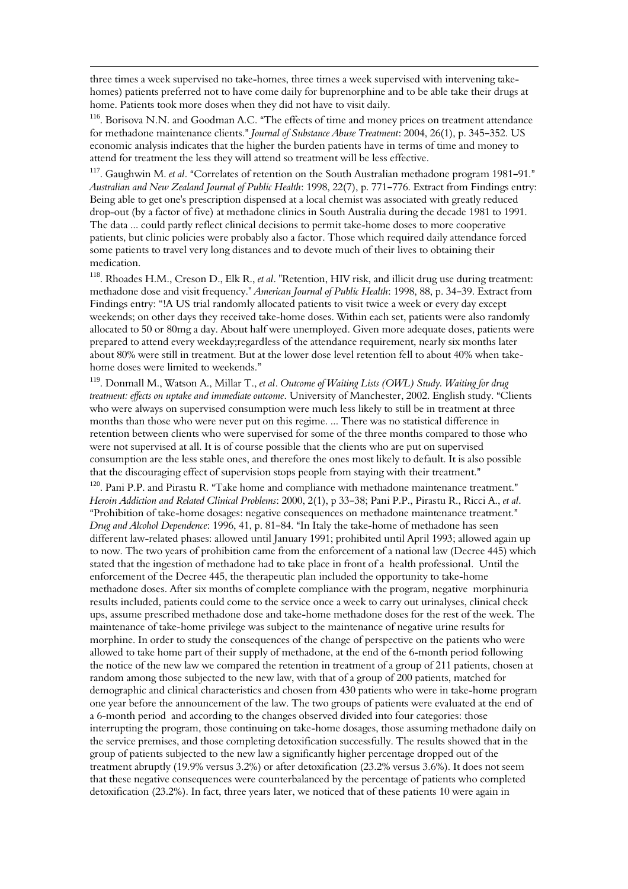three times a week supervised no take-homes, three times a week supervised with intervening take-homes) patients preferred not to have come daily for buprenorphine and to be able take their drugs at home. Patients took more doses when they did not have to visit daily.

[116]. Borisova N.N. and Goodman A.C. "The effects of time and money prices on treatment attendance for methadone maintenance clients." *Journal of Substance Abuse Treatment*: 2004, 26(1), p. 345–352. US economic analysis indicates that the higher the burden patients have in terms of time and money to attend for treatment the less they will attend so treatment will be less effective.

[117]. Gaughwin M. *et al*. "Correlates of retention on the South Australian methadone program 1981–91." *Australian and New Zealand Journal of Public Health*: 1998, 22(7), p. 771–776. Extract from Findings entry: Being able to get one's prescription dispensed at a local chemist was associated with greatly reduced drop-out (by a factor of five) at methadone clinics in South Australia during the decade 1981 to 1991. The data ... could partly reflect clinical decisions to permit take-home doses to more cooperative patients, but clinic policies were probably also a factor. Those which required daily attendance forced some patients to travel very long distances and to devote much of their lives to obtaining their medication.

[118]. Rhoades H.M., Creson D., Elk R., *et al*. "Retention, HIV risk, and illicit drug use during treatment: methadone dose and visit frequency." *American Journal of Public Health*: 1998, 88, p. 34–39. Extract from Findings entry: "!A US trial randomly allocated patients to visit twice a week or every day except weekends; on other days they received take-home doses. Within each set, patients were also randomly allocated to 50 or 80mg a day. About half were unemployed. Given more adequate doses, patients were prepared to attend every weekday;regardless of the attendance requirement, nearly six months later about 80% were still in treatment. But at the lower dose level retention fell to about 40% when take-home doses were limited to weekends."

[119]. Donmall M., Watson A., Millar T., *et al*. *Outcome of Waiting Lists (OWL) Study. Waiting for drug treatment: effects on uptake and immediate outcome*. University of Manchester, 2002. English study. "Clients who were always on supervised consumption were much less likely to still be in treatment at three months than those who were never put on this regime. ... There was no statistical difference in retention between clients who were supervised for some of the three months compared to those who were not supervised at all. It is of course possible that the clients who are put on supervised consumption are the less stable ones, and therefore the ones most likely to default. It is also possible that the discouraging effect of supervision stops people from staying with their treatment."

[120]. Pani P.P. and Pirastu R. "Take home and compliance with methadone maintenance treatment." *Heroin Addiction and Related Clinical Problems*: 2000, 2(1), p 33–38; Pani P.P., Pirastu R., Ricci A., *et al*. "Prohibition of take-home dosages: negative consequences on methadone maintenance treatment." *Drug and Alcohol Dependence*: 1996, 41, p. 81–84. "In Italy the take-home of methadone has seen different law-related phases: allowed until January 1991; prohibited until April 1993; allowed again up to now. The two years of prohibition came from the enforcement of a national law (Decree 445) which stated that the ingestion of methadone had to take place in front of a health professional. Until the enforcement of the Decree 445, the therapeutic plan included the opportunity to take-home methadone doses. After six months of complete compliance with the program, negative morphinuria results included, patients could come to the service once a week to carry out urinalyses, clinical check ups, assume prescribed methadone dose and take-home methadone doses for the rest of the week. The maintenance of take-home privilege was subject to the maintenance of negative urine results for morphine. In order to study the consequences of the change of perspective on the patients who were allowed to take home part of their supply of methadone, at the end of the 6-month period following the notice of the new law we compared the retention in treatment of a group of 211 patients, chosen at random among those subjected to the new law, with that of a group of 200 patients, matched for demographic and clinical characteristics and chosen from 430 patients who were in take-home program one year before the announcement of the law. The two groups of patients were evaluated at the end of a 6-month period and according to the changes observed divided into four categories: those interrupting the program, those continuing on take-home dosages, those assuming methadone daily on the service premises, and those completing detoxification successfully. The results showed that in the group of patients subjected to the new law a significantly higher percentage dropped out of the treatment abruptly (19.9% versus 3.2%) or after detoxification (23.2% versus 3.6%). It does not seem that these negative consequences were counterbalanced by the percentage of patients who completed detoxification (23.2%). In fact, three years later, we noticed that of these patients 10 were again in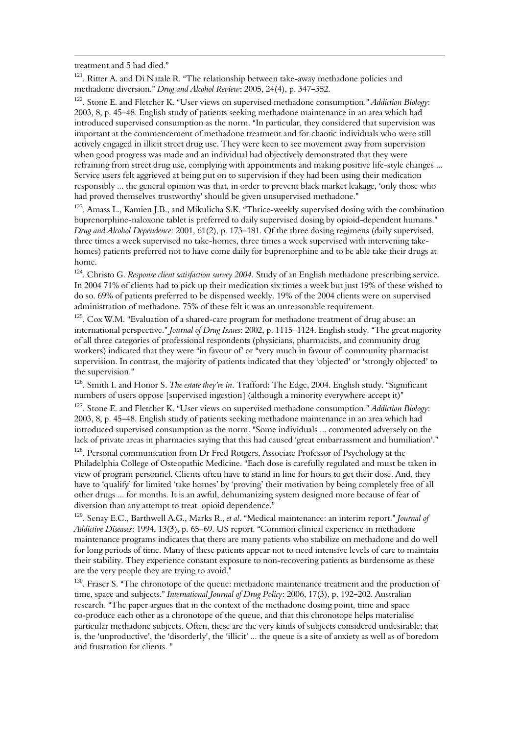treatment and 5 had died."

[121]. Ritter A. and Di Natale R. "The relationship between take-away methadone policies and methadone diversion." *Drug and Alcohol Review*: 2005, 24(4), p. 347–352.

[122]. Stone E. and Fletcher K. "User views on supervised methadone consumption." *Addiction Biology*: 2003, 8, p. 45–48. English study of patients seeking methadone maintenance in an area which had introduced supervised consumption as the norm. "In particular, they considered that supervision was important at the commencement of methadone treatment and for chaotic individuals who were still actively engaged in illicit street drug use. They were keen to see movement away from supervision when good progress was made and an individual had objectively demonstrated that they were refraining from street drug use, complying with appointments and making positive life-style changes ... Service users felt aggrieved at being put on to supervision if they had been using their medication responsibly ... the general opinion was that, in order to prevent black market leakage, 'only those who had proved themselves trustworthy' should be given unsupervised methadone."

[123]. Amass L., Kamien J.B., and Mikulicha S.K. "Thrice-weekly supervised dosing with the combination buprenorphine-naloxone tablet is preferred to daily supervised dosing by opioid-dependent humans." *Drug and Alcohol Dependence*: 2001, 61(2), p. 173–181. Of the three dosing regimens (daily supervised, three times a week supervised no take-homes, three times a week supervised with intervening take-homes) patients preferred not to have come daily for buprenorphine and to be able take their drugs at home.

[124]. Christo G. *Response client satisfaction survey 2004*. Study of an English methadone prescribing service. In 2004 71% of clients had to pick up their medication six times a week but just 19% of these wished to do so. 69% of patients preferred to be dispensed weekly. 19% of the 2004 clients were on supervised administration of methadone. 75% of these felt it was an unreasonable requirement.

[125]. Cox W.M. "Evaluation of a shared-care program for methadone treatment of drug abuse: an international perspective." *Journal of Drug Issues*: 2002, p. 1115–1124. English study. "The great majority of all three categories of professional respondents (physicians, pharmacists, and community drug workers) indicated that they were "in favour of' or "very much in favour of' community pharmacist supervision. In contrast, the majority of patients indicated that they 'objected' or 'strongly objected' to the supervision."

[126]. Smith I. and Honor S. *The estate they're in*. Trafford: The Edge, 2004. English study. "Significant numbers of users oppose [supervised ingestion] (although a minority everywhere accept it)"

[127]. Stone E. and Fletcher K. "User views on supervised methadone consumption." *Addiction Biology*: 2003, 8, p. 45–48. English study of patients seeking methadone maintenance in an area which had introduced supervised consumption as the norm. "Some individuals ... commented adversely on the lack of private areas in pharmacies saying that this had caused 'great embarrassment and humiliation'."

[128]. Personal communication from Dr Fred Rotgers, Associate Professor of Psychology at the Philadelphia College of Osteopathic Medicine. "Each dose is carefully regulated and must be taken in view of program personnel. Clients often have to stand in line for hours to get their dose. And, they have to 'qualify' for limited 'take homes' by 'proving' their motivation by being completely free of all other drugs ... for months. It is an awful, dehumanizing system designed more because of fear of diversion than any attempt to treat opioid dependence."

[129]. Senay E.C., Barthwell A.G., Marks R., *et al*. "Medical maintenance: an interim report." *Journal of Addictive Diseases*: 1994, 13(3), p. 65–69. US report. "Common clinical experience in methadone maintenance programs indicates that there are many patients who stabilize on methadone and do well for long periods of time. Many of these patients appear not to need intensive levels of care to maintain their stability. They experience constant exposure to non-recovering patients as burdensome as these are the very people they are trying to avoid."

[130]. Fraser S. "The chronotope of the queue: methadone maintenance treatment and the production of time, space and subjects." *International Journal of Drug Policy*: 2006, 17(3), p. 192–202. Australian research. "The paper argues that in the context of the methadone dosing point, time and space co-produce each other as a chronotope of the queue, and that this chronotope helps materialise particular methadone subjects. Often, these are the very kinds of subjects considered undesirable; that is, the 'unproductive', the 'disorderly', the 'illicit' ... the queue is a site of anxiety as well as of boredom and frustration for clients. "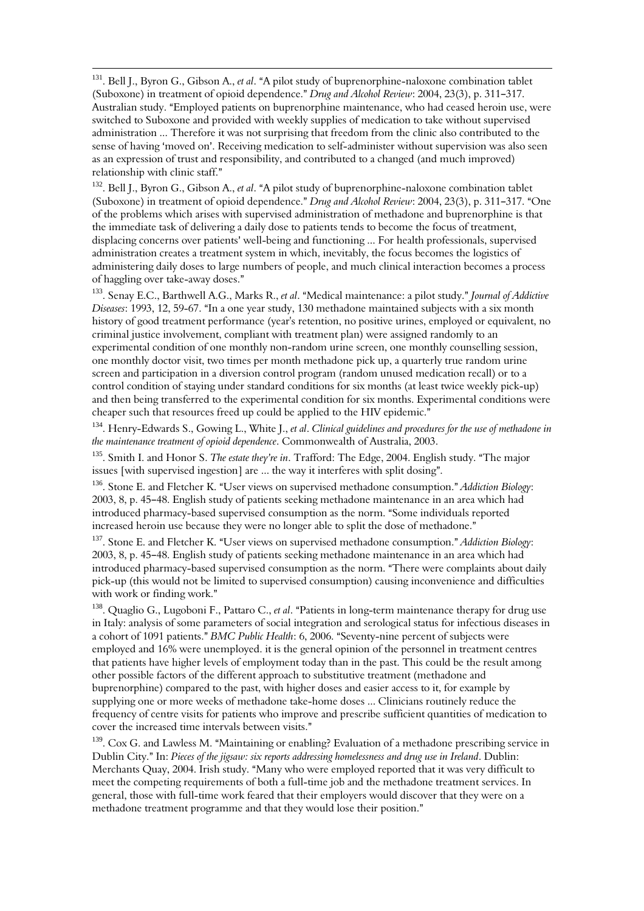[131]. Bell J., Byron G., Gibson A., *et al*. "A pilot study of buprenorphine-naloxone combination tablet (Suboxone) in treatment of opioid dependence." *Drug and Alcohol Review*: 2004, 23(3), p. 311–317. Australian study. "Employed patients on buprenorphine maintenance, who had ceased heroin use, were switched to Suboxone and provided with weekly supplies of medication to take without supervised administration ... Therefore it was not surprising that freedom from the clinic also contributed to the sense of having 'moved on'. Receiving medication to self-administer without supervision was also seen as an expression of trust and responsibility, and contributed to a changed (and much improved) relationship with clinic staff."

[132]. Bell J., Byron G., Gibson A., *et al*. "A pilot study of buprenorphine-naloxone combination tablet (Suboxone) in treatment of opioid dependence." *Drug and Alcohol Review*: 2004, 23(3), p. 311–317. "One of the problems which arises with supervised administration of methadone and buprenorphine is that the immediate task of delivering a daily dose to patients tends to become the focus of treatment, displacing concerns over patients' well-being and functioning ... For health professionals, supervised administration creates a treatment system in which, inevitably, the focus becomes the logistics of administering daily doses to large numbers of people, and much clinical interaction becomes a process of haggling over take-away doses."

[133]. Senay E.C., Barthwell A.G., Marks R., *et al*. "Medical maintenance: a pilot study." *Journal of Addictive Diseases*: 1993, 12, 59-67. "In a one year study, 130 methadone maintained subjects with a six month history of good treatment performance (year's retention, no positive urines, employed or equivalent, no criminal justice involvement, compliant with treatment plan) were assigned randomly to an experimental condition of one monthly non-random urine screen, one monthly counselling session, one monthly doctor visit, two times per month methadone pick up, a quarterly true random urine screen and participation in a diversion control program (random unused medication recall) or to a control condition of staying under standard conditions for six months (at least twice weekly pick-up) and then being transferred to the experimental condition for six months. Experimental conditions were cheaper such that resources freed up could be applied to the HIV epidemic."

[134]. Henry-Edwards S., Gowing L., White J., *et al*. *Clinical guidelines and procedures for the use of methadone in the maintenance treatment of opioid dependence*. Commonwealth of Australia, 2003.

[135]. Smith I. and Honor S. *The estate they're in*. Trafford: The Edge, 2004. English study. "The major issues [with supervised ingestion] are ... the way it interferes with split dosing".

[136]. Stone E. and Fletcher K. "User views on supervised methadone consumption." *Addiction Biology*: 2003, 8, p. 45–48. English study of patients seeking methadone maintenance in an area which had introduced pharmacy-based supervised consumption as the norm. "Some individuals reported increased heroin use because they were no longer able to split the dose of methadone."

[137]. Stone E. and Fletcher K. "User views on supervised methadone consumption." *Addiction Biology*: 2003, 8, p. 45–48. English study of patients seeking methadone maintenance in an area which had introduced pharmacy-based supervised consumption as the norm. "There were complaints about daily pick-up (this would not be limited to supervised consumption) causing inconvenience and difficulties with work or finding work."

[138]. Quaglio G., Lugoboni F., Pattaro C., *et al*. "Patients in long-term maintenance therapy for drug use in Italy: analysis of some parameters of social integration and serological status for infectious diseases in a cohort of 1091 patients." *BMC Public Health*: 6, 2006. "Seventy-nine percent of subjects were employed and 16% were unemployed. it is the general opinion of the personnel in treatment centres that patients have higher levels of employment today than in the past. This could be the result among other possible factors of the different approach to substitutive treatment (methadone and buprenorphine) compared to the past, with higher doses and easier access to it, for example by supplying one or more weeks of methadone take-home doses ... Clinicians routinely reduce the frequency of centre visits for patients who improve and prescribe sufficient quantities of medication to cover the increased time intervals between visits."

[139]. Cox G. and Lawless M. "Maintaining or enabling? Evaluation of a methadone prescribing service in Dublin City." In: *Pieces of the jigsaw: six reports addressing homelessness and drug use in Ireland*. Dublin: Merchants Quay, 2004. Irish study. "Many who were employed reported that it was very difficult to meet the competing requirements of both a full-time job and the methadone treatment services. In general, those with full-time work feared that their employers would discover that they were on a methadone treatment programme and that they would lose their position."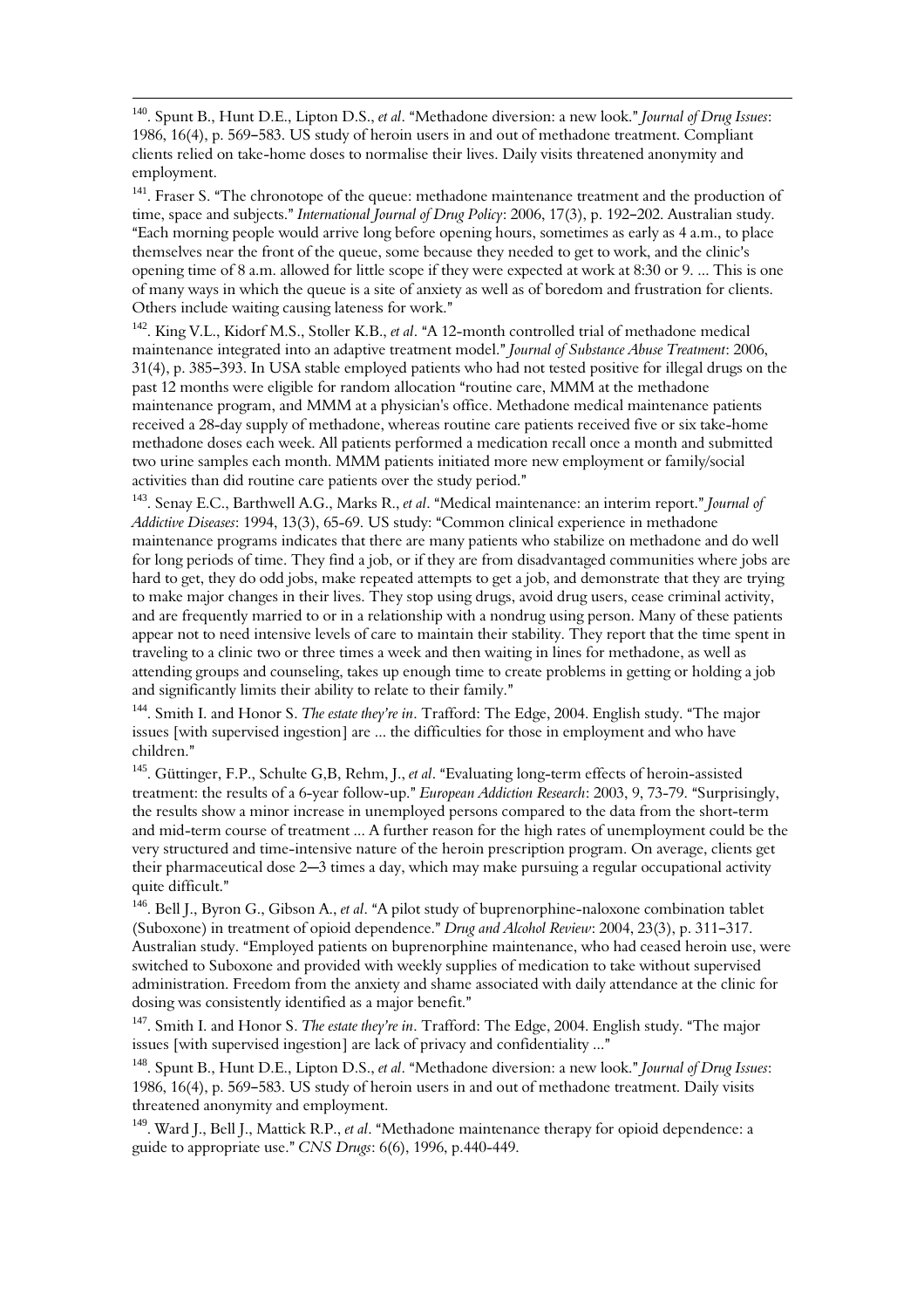[140]. Spunt B., Hunt D.E., Lipton D.S., *et al*. "Methadone diversion: a new look." *Journal of Drug Issues*: 1986, 16(4), p. 569–583. US study of heroin users in and out of methadone treatment. Compliant clients relied on take-home doses to normalise their lives. Daily visits threatened anonymity and employment.

[141]. Fraser S. "The chronotope of the queue: methadone maintenance treatment and the production of time, space and subjects." *International Journal of Drug Policy*: 2006, 17(3), p. 192–202. Australian study. "Each morning people would arrive long before opening hours, sometimes as early as 4 a.m., to place themselves near the front of the queue, some because they needed to get to work, and the clinic's opening time of 8 a.m. allowed for little scope if they were expected at work at 8:30 or 9. ... This is one of many ways in which the queue is a site of anxiety as well as of boredom and frustration for clients. Others include waiting causing lateness for work."

[142]. King V.L., Kidorf M.S., Stoller K.B., *et al*. "A 12-month controlled trial of methadone medical maintenance integrated into an adaptive treatment model." *Journal of Substance Abuse Treatment*: 2006, 31(4), p. 385–393. In USA stable employed patients who had not tested positive for illegal drugs on the past 12 months were eligible for random allocation "routine care, MMM at the methadone maintenance program, and MMM at a physician's office. Methadone medical maintenance patients received a 28-day supply of methadone, whereas routine care patients received five or six take-home methadone doses each week. All patients performed a medication recall once a month and submitted two urine samples each month. MMM patients initiated more new employment or family/social activities than did routine care patients over the study period."

[143]. Senay E.C., Barthwell A.G., Marks R., *et al*. "Medical maintenance: an interim report." *Journal of Addictive Diseases*: 1994, 13(3), 65-69. US study: "Common clinical experience in methadone maintenance programs indicates that there are many patients who stabilize on methadone and do well for long periods of time. They find a job, or if they are from disadvantaged communities where jobs are hard to get, they do odd jobs, make repeated attempts to get a job, and demonstrate that they are trying to make major changes in their lives. They stop using drugs, avoid drug users, cease criminal activity, and are frequently married to or in a relationship with a nondrug using person. Many of these patients appear not to need intensive levels of care to maintain their stability. They report that the time spent in traveling to a clinic two or three times a week and then waiting in lines for methadone, as well as attending groups and counseling, takes up enough time to create problems in getting or holding a job and significantly limits their ability to relate to their family."

[144]. Smith I. and Honor S. *The estate they're in*. Trafford: The Edge, 2004. English study. "The major issues [with supervised ingestion] are ... the difficulties for those in employment and who have children."

[145]. Güttinger, F.P., Schulte G,B, Rehm, J., *et al*. "Evaluating long-term effects of heroin-assisted treatment: the results of a 6-year follow-up." *European Addiction Research*: 2003, 9, 73-79. "Surprisingly, the results show a minor increase in unemployed persons compared to the data from the short-term and mid-term course of treatment ... A further reason for the high rates of unemployment could be the very structured and time-intensive nature of the heroin prescription program. On average, clients get their pharmaceutical dose 2—3 times a day, which may make pursuing a regular occupational activity quite difficult."

[146]. Bell J., Byron G., Gibson A., *et al*. "A pilot study of buprenorphine-naloxone combination tablet (Suboxone) in treatment of opioid dependence." *Drug and Alcohol Review*: 2004, 23(3), p. 311–317. Australian study. "Employed patients on buprenorphine maintenance, who had ceased heroin use, were switched to Suboxone and provided with weekly supplies of medication to take without supervised administration. Freedom from the anxiety and shame associated with daily attendance at the clinic for dosing was consistently identified as a major benefit."

[147]. Smith I. and Honor S. *The estate they're in*. Trafford: The Edge, 2004. English study. "The major issues [with supervised ingestion] are lack of privacy and confidentiality ..."

[148]. Spunt B., Hunt D.E., Lipton D.S., *et al*. "Methadone diversion: a new look." *Journal of Drug Issues*: 1986, 16(4), p. 569–583. US study of heroin users in and out of methadone treatment. Daily visits threatened anonymity and employment.

[149]. Ward J., Bell J., Mattick R.P., *et al*. "Methadone maintenance therapy for opioid dependence: a guide to appropriate use." *CNS Drugs*: 6(6), 1996, p.440-449.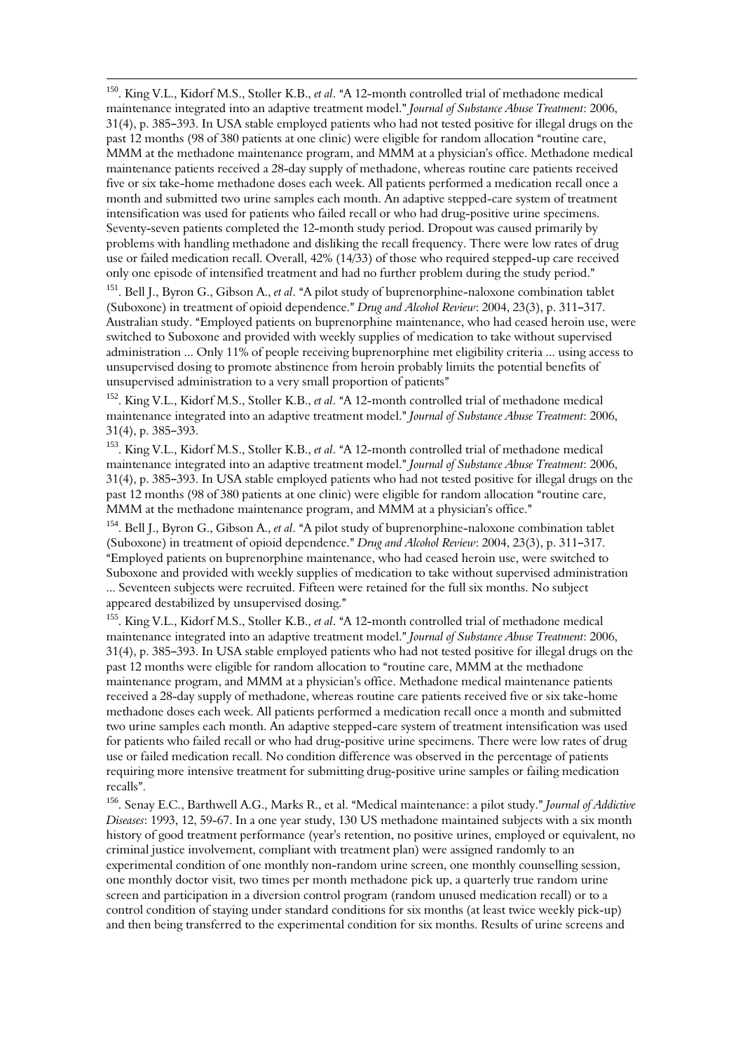[150]. King V.L., Kidorf M.S., Stoller K.B., *et al*. "A 12-month controlled trial of methadone medical maintenance integrated into an adaptive treatment model." *Journal of Substance Abuse Treatment*: 2006, 31(4), p. 385–393. In USA stable employed patients who had not tested positive for illegal drugs on the past 12 months (98 of 380 patients at one clinic) were eligible for random allocation "routine care, MMM at the methadone maintenance program, and MMM at a physician's office. Methadone medical maintenance patients received a 28-day supply of methadone, whereas routine care patients received five or six take-home methadone doses each week. All patients performed a medication recall once a month and submitted two urine samples each month. An adaptive stepped-care system of treatment intensification was used for patients who failed recall or who had drug-positive urine specimens. Seventy-seven patients completed the 12-month study period. Dropout was caused primarily by problems with handling methadone and disliking the recall frequency. There were low rates of drug use or failed medication recall. Overall, 42% (14/33) of those who required stepped-up care received only one episode of intensified treatment and had no further problem during the study period."

[151]. Bell J., Byron G., Gibson A., *et al*. "A pilot study of buprenorphine-naloxone combination tablet (Suboxone) in treatment of opioid dependence." *Drug and Alcohol Review*: 2004, 23(3), p. 311–317. Australian study. "Employed patients on buprenorphine maintenance, who had ceased heroin use, were switched to Suboxone and provided with weekly supplies of medication to take without supervised administration ... Only 11% of people receiving buprenorphine met eligibility criteria ... using access to unsupervised dosing to promote abstinence from heroin probably limits the potential benefits of unsupervised administration to a very small proportion of patients"

[152]. King V.L., Kidorf M.S., Stoller K.B., *et al*. "A 12-month controlled trial of methadone medical maintenance integrated into an adaptive treatment model." *Journal of Substance Abuse Treatment*: 2006, 31(4), p. 385–393.

[153]. King V.L., Kidorf M.S., Stoller K.B., *et al*. "A 12-month controlled trial of methadone medical maintenance integrated into an adaptive treatment model." *Journal of Substance Abuse Treatment*: 2006, 31(4), p. 385–393. In USA stable employed patients who had not tested positive for illegal drugs on the past 12 months (98 of 380 patients at one clinic) were eligible for random allocation "routine care, MMM at the methadone maintenance program, and MMM at a physician's office."

[154]. Bell J., Byron G., Gibson A., *et al*. "A pilot study of buprenorphine-naloxone combination tablet (Suboxone) in treatment of opioid dependence." *Drug and Alcohol Review*: 2004, 23(3), p. 311–317. "Employed patients on buprenorphine maintenance, who had ceased heroin use, were switched to Suboxone and provided with weekly supplies of medication to take without supervised administration ... Seventeen subjects were recruited. Fifteen were retained for the full six months. No subject appeared destabilized by unsupervised dosing."

[155]. King V.L., Kidorf M.S., Stoller K.B., *et al*. "A 12-month controlled trial of methadone medical maintenance integrated into an adaptive treatment model." *Journal of Substance Abuse Treatment*: 2006, 31(4), p. 385–393. In USA stable employed patients who had not tested positive for illegal drugs on the past 12 months were eligible for random allocation to "routine care, MMM at the methadone maintenance program, and MMM at a physician's office. Methadone medical maintenance patients received a 28-day supply of methadone, whereas routine care patients received five or six take-home methadone doses each week. All patients performed a medication recall once a month and submitted two urine samples each month. An adaptive stepped-care system of treatment intensification was used for patients who failed recall or who had drug-positive urine specimens. There were low rates of drug use or failed medication recall. No condition difference was observed in the percentage of patients requiring more intensive treatment for submitting drug-positive urine samples or failing medication recalls".

[156]. Senay E.C., Barthwell A.G., Marks R., et al. "Medical maintenance: a pilot study." *Journal of Addictive Diseases*: 1993, 12, 59-67. In a one year study, 130 US methadone maintained subjects with a six month history of good treatment performance (year's retention, no positive urines, employed or equivalent, no criminal justice involvement, compliant with treatment plan) were assigned randomly to an experimental condition of one monthly non-random urine screen, one monthly counselling session, one monthly doctor visit, two times per month methadone pick up, a quarterly true random urine screen and participation in a diversion control program (random unused medication recall) or to a control condition of staying under standard conditions for six months (at least twice weekly pick-up) and then being transferred to the experimental condition for six months. Results of urine screens and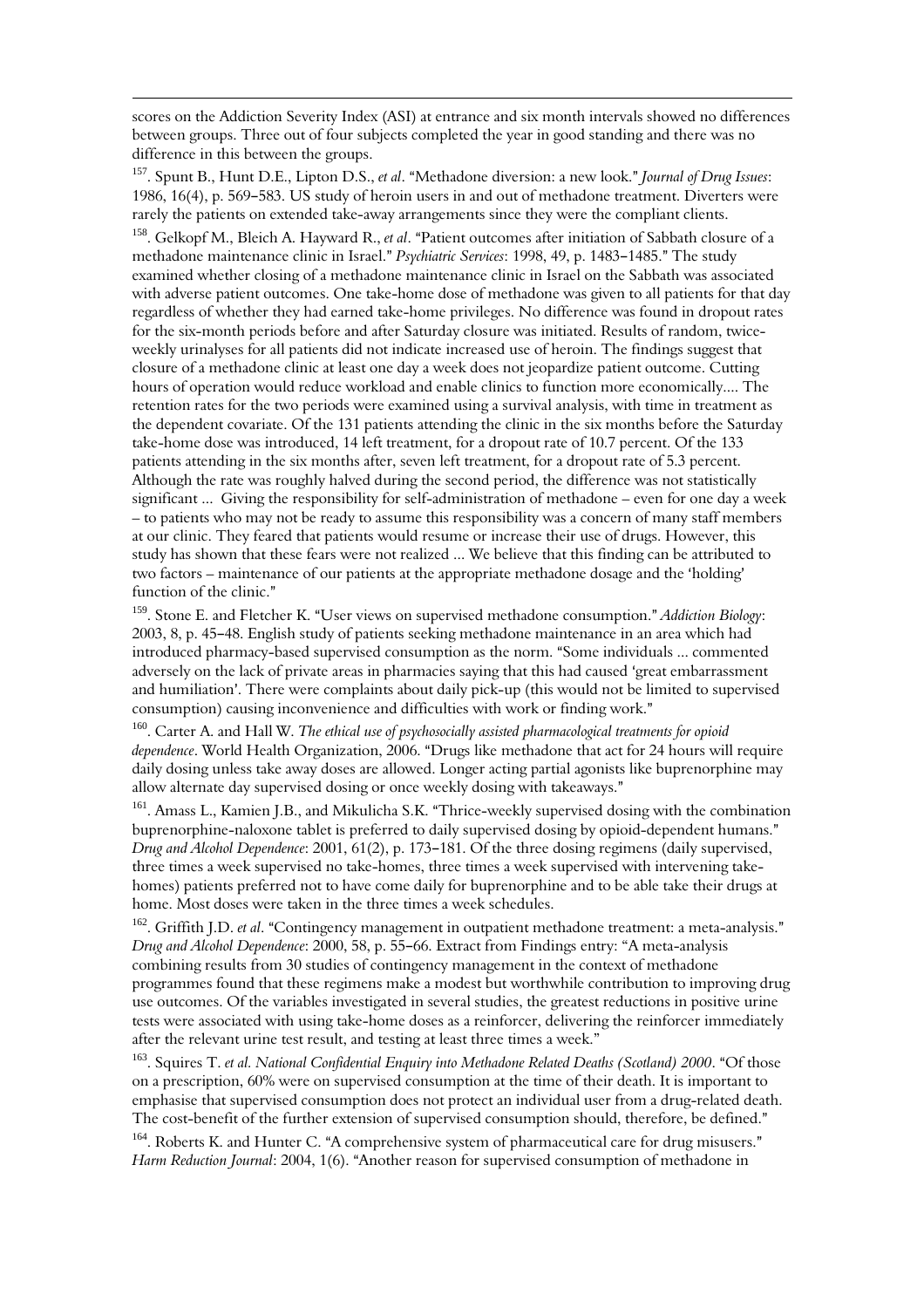scores on the Addiction Severity Index (ASI) at entrance and six month intervals showed no differences between groups. Three out of four subjects completed the year in good standing and there was no difference in this between the groups.

[157]. Spunt B., Hunt D.E., Lipton D.S., *et al*. "Methadone diversion: a new look." *Journal of Drug Issues*: 1986, 16(4), p. 569–583. US study of heroin users in and out of methadone treatment. Diverters were rarely the patients on extended take-away arrangements since they were the compliant clients.

[158]. Gelkopf M., Bleich A. Hayward R., *et al*. "Patient outcomes after initiation of Sabbath closure of a methadone maintenance clinic in Israel." *Psychiatric Services*: 1998, 49, p. 1483–1485." The study examined whether closing of a methadone maintenance clinic in Israel on the Sabbath was associated with adverse patient outcomes. One take-home dose of methadone was given to all patients for that day regardless of whether they had earned take-home privileges. No difference was found in dropout rates for the six-month periods before and after Saturday closure was initiated. Results of random, twice-weekly urinalyses for all patients did not indicate increased use of heroin. The findings suggest that closure of a methadone clinic at least one day a week does not jeopardize patient outcome. Cutting hours of operation would reduce workload and enable clinics to function more economically.... The retention rates for the two periods were examined using a survival analysis, with time in treatment as the dependent covariate. Of the 131 patients attending the clinic in the six months before the Saturday take-home dose was introduced, 14 left treatment, for a dropout rate of 10.7 percent. Of the 133 patients attending in the six months after, seven left treatment, for a dropout rate of 5.3 percent. Although the rate was roughly halved during the second period, the difference was not statistically significant ... Giving the responsibility for self-administration of methadone – even for one day a week – to patients who may not be ready to assume this responsibility was a concern of many staff members at our clinic. They feared that patients would resume or increase their use of drugs. However, this study has shown that these fears were not realized ... We believe that this finding can be attributed to two factors – maintenance of our patients at the appropriate methadone dosage and the 'holding' function of the clinic."

[159]. Stone E. and Fletcher K. "User views on supervised methadone consumption." *Addiction Biology*: 2003, 8, p. 45–48. English study of patients seeking methadone maintenance in an area which had introduced pharmacy-based supervised consumption as the norm. "Some individuals ... commented adversely on the lack of private areas in pharmacies saying that this had caused 'great embarrassment and humiliation'. There were complaints about daily pick-up (this would not be limited to supervised consumption) causing inconvenience and difficulties with work or finding work."

[160]. Carter A. and Hall W. *The ethical use of psychosocially assisted pharmacological treatments for opioid dependence*. World Health Organization, 2006. "Drugs like methadone that act for 24 hours will require daily dosing unless take away doses are allowed. Longer acting partial agonists like buprenorphine may allow alternate day supervised dosing or once weekly dosing with takeaways."

[161]. Amass L., Kamien J.B., and Mikulicha S.K. "Thrice-weekly supervised dosing with the combination buprenorphine-naloxone tablet is preferred to daily supervised dosing by opioid-dependent humans." *Drug and Alcohol Dependence*: 2001, 61(2), p. 173–181. Of the three dosing regimens (daily supervised, three times a week supervised no take-homes, three times a week supervised with intervening take-homes) patients preferred not to have come daily for buprenorphine and to be able take their drugs at home. Most doses were taken in the three times a week schedules.

[162]. Griffith J.D. *et al*. "Contingency management in outpatient methadone treatment: a meta-analysis." *Drug and Alcohol Dependence*: 2000, 58, p. 55–66. Extract from Findings entry: "A meta-analysis combining results from 30 studies of contingency management in the context of methadone programmes found that these regimens make a modest but worthwhile contribution to improving drug use outcomes. Of the variables investigated in several studies, the greatest reductions in positive urine tests were associated with using take-home doses as a reinforcer, delivering the reinforcer immediately after the relevant urine test result, and testing at least three times a week."

[163]. Squires T. *et al*. *National Confidential Enquiry into Methadone Related Deaths (Scotland) 2000*. "Of those on a prescription, 60% were on supervised consumption at the time of their death. It is important to emphasise that supervised consumption does not protect an individual user from a drug-related death. The cost-benefit of the further extension of supervised consumption should, therefore, be defined."

[164]. Roberts K. and Hunter C. "A comprehensive system of pharmaceutical care for drug misusers." *Harm Reduction Journal*: 2004, 1(6). "Another reason for supervised consumption of methadone in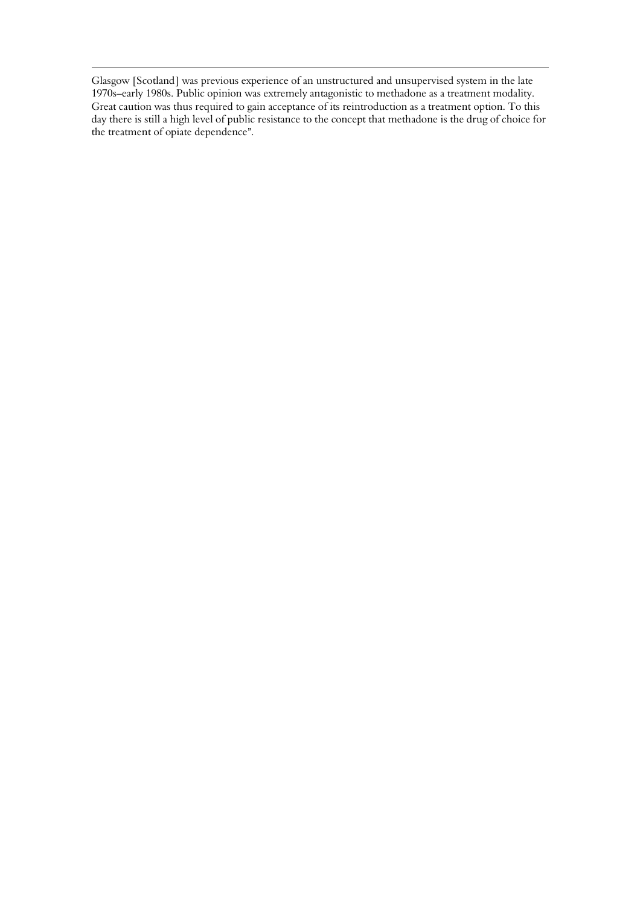Glasgow [Scotland] was previous experience of an unstructured and unsupervised system in the late 1970s–early 1980s. Public opinion was extremely antagonistic to methadone as a treatment modality. Great caution was thus required to gain acceptance of its reintroduction as a treatment option. To this day there is still a high level of public resistance to the concept that methadone is the drug of choice for the treatment of opiate dependence".